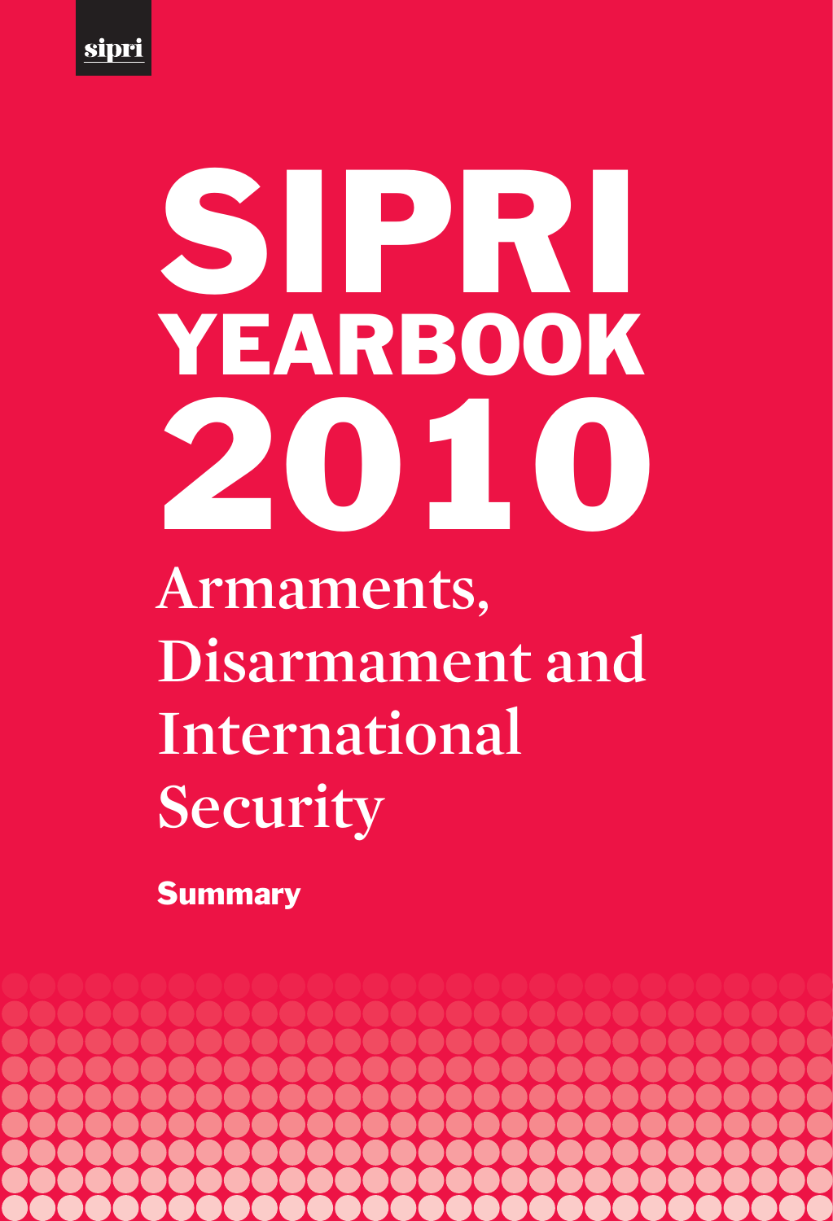sipri

# SIPRI YEARBOOK 2010

## Armaments, Disarmament and International Security

**Summary**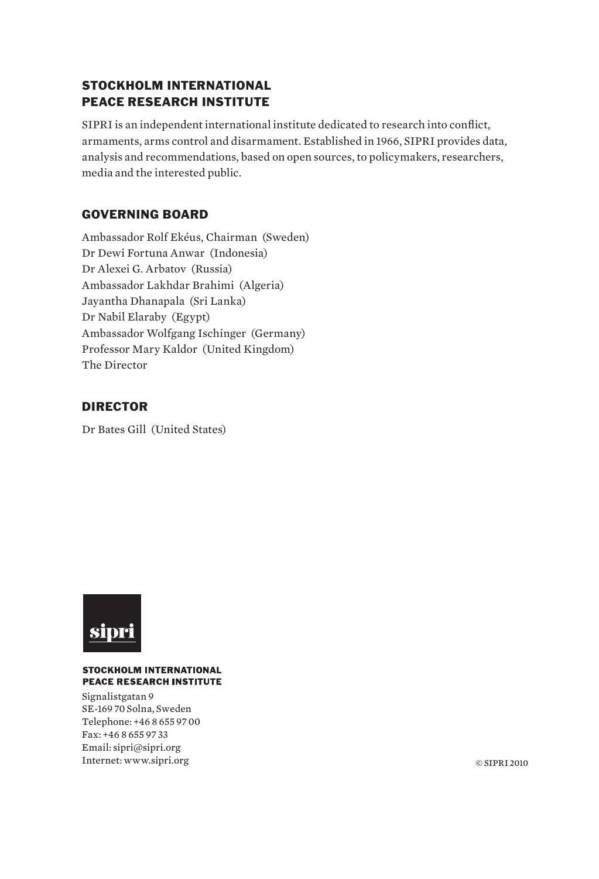## STOCKHOLM INTERNATIONAL PEACE RESEARCH INSTITUTE

SIPRI is an independent international institute dedicated to research into conflict, armaments, arms control and disarmament. Established in 1966, SIPRI provides data, analysis and recommendations, based on open sources, to policymakers, researchers, media and the interested public.

## GOVERNING BOARD

Ambassador Rolf Ekéus, Chairman (Sweden)
Dr Dewi Fortuna Anwar (Indonesia)
Dr Alexei G. Arbatov (Russia)
Ambassador Lakhdar Brahimi (Algeria)
Jayantha Dhanapala (Sri Lanka)
Dr Nabil Elaraby (Egypt)
Ambassador Wolfgang Ischinger (Germany)
Professor Mary Kaldor (United Kingdom)
The Director

## DIRECTOR

Dr Bates Gill (United States)

sipri

**STOCKHOLM INTERNATIONAL PEACE RESEARCH INSTITUTE**

Signalistgatan 9
SE-169 70 Solna, Sweden
Telephone: +46 8 655 97 00
Fax: +46 8 655 97 33
Email: sipri@sipri.org
Internet: www.sipri.org

© SIPRI 2010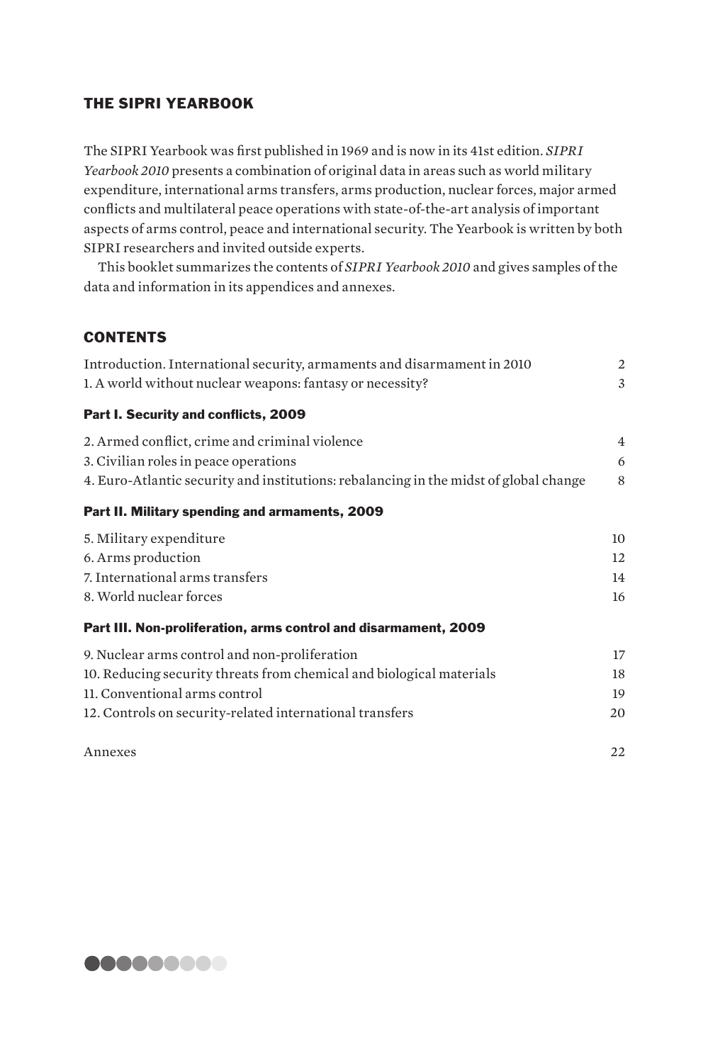## THE SIPRI YEARBOOK

The SIPRI Yearbook was first published in 1969 and is now in its 41st edition. *SIPRI Yearbook 2010* presents a combination of original data in areas such as world military expenditure, international arms transfers, arms production, nuclear forces, major armed conflicts and multilateral peace operations with state-of-the-art analysis of important aspects of arms control, peace and international security. The Yearbook is written by both SIPRI researchers and invited outside experts.

This booklet summarizes the contents of *SIPRI Yearbook 2010* and gives samples of the data and information in its appendices and annexes.

## CONTENTS

| | |
|---|---|
| Introduction. International security, armaments and disarmament in 2010 | 2 |
| 1. A world without nuclear weapons: fantasy or necessity? | 3 |
| **Part I. Security and conflicts, 2009** | |
| 2. Armed conflict, crime and criminal violence | 4 |
| 3. Civilian roles in peace operations | 6 |
| 4. Euro-Atlantic security and institutions: rebalancing in the midst of global change | 8 |
| **Part II. Military spending and armaments, 2009** | |
| 5. Military expenditure | 10 |
| 6. Arms production | 12 |
| 7. International arms transfers | 14 |
| 8. World nuclear forces | 16 |
| **Part III. Non-proliferation, arms control and disarmament, 2009** | |
| 9. Nuclear arms control and non-proliferation | 17 |
| 10. Reducing security threats from chemical and biological materials | 18 |
| 11. Conventional arms control | 19 |
| 12. Controls on security-related international transfers | 20 |
| Annexes | 22 |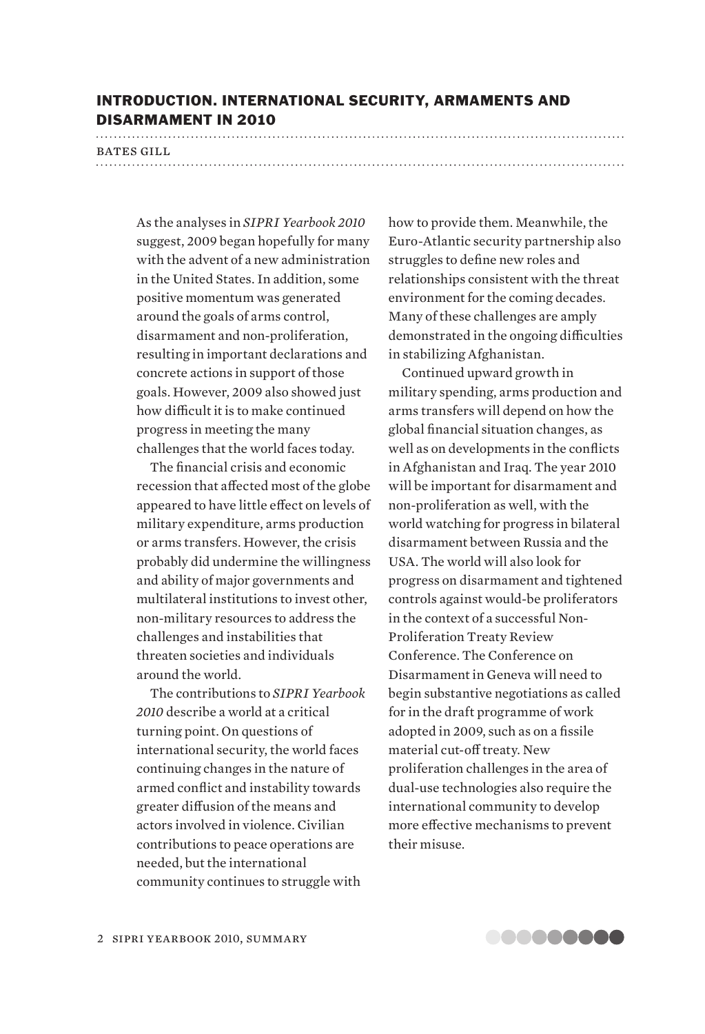# INTRODUCTION. INTERNATIONAL SECURITY, ARMAMENTS AND DISARMAMENT IN 2010

BATES GILL

As the analyses in *SIPRI Yearbook 2010* suggest, 2009 began hopefully for many with the advent of a new administration in the United States. In addition, some positive momentum was generated around the goals of arms control, disarmament and non-proliferation, resulting in important declarations and concrete actions in support of those goals. However, 2009 also showed just how difficult it is to make continued progress in meeting the many challenges that the world faces today.

The financial crisis and economic recession that affected most of the globe appeared to have little effect on levels of military expenditure, arms production or arms transfers. However, the crisis probably did undermine the willingness and ability of major governments and multilateral institutions to invest other, non-military resources to address the challenges and instabilities that threaten societies and individuals around the world.

The contributions to *SIPRI Yearbook 2010* describe a world at a critical turning point. On questions of international security, the world faces continuing changes in the nature of armed conflict and instability towards greater diffusion of the means and actors involved in violence. Civilian contributions to peace operations are needed, but the international community continues to struggle with how to provide them. Meanwhile, the Euro-Atlantic security partnership also struggles to define new roles and relationships consistent with the threat environment for the coming decades. Many of these challenges are amply demonstrated in the ongoing difficulties in stabilizing Afghanistan.

Continued upward growth in military spending, arms production and arms transfers will depend on how the global financial situation changes, as well as on developments in the conflicts in Afghanistan and Iraq. The year 2010 will be important for disarmament and non-proliferation as well, with the world watching for progress in bilateral disarmament between Russia and the USA. The world will also look for progress on disarmament and tightened controls against would-be proliferators in the context of a successful Non-Proliferation Treaty Review Conference. The Conference on Disarmament in Geneva will need to begin substantive negotiations as called for in the draft programme of work adopted in 2009, such as on a fissile material cut-off treaty. New proliferation challenges in the area of dual-use technologies also require the international community to develop more effective mechanisms to prevent their misuse.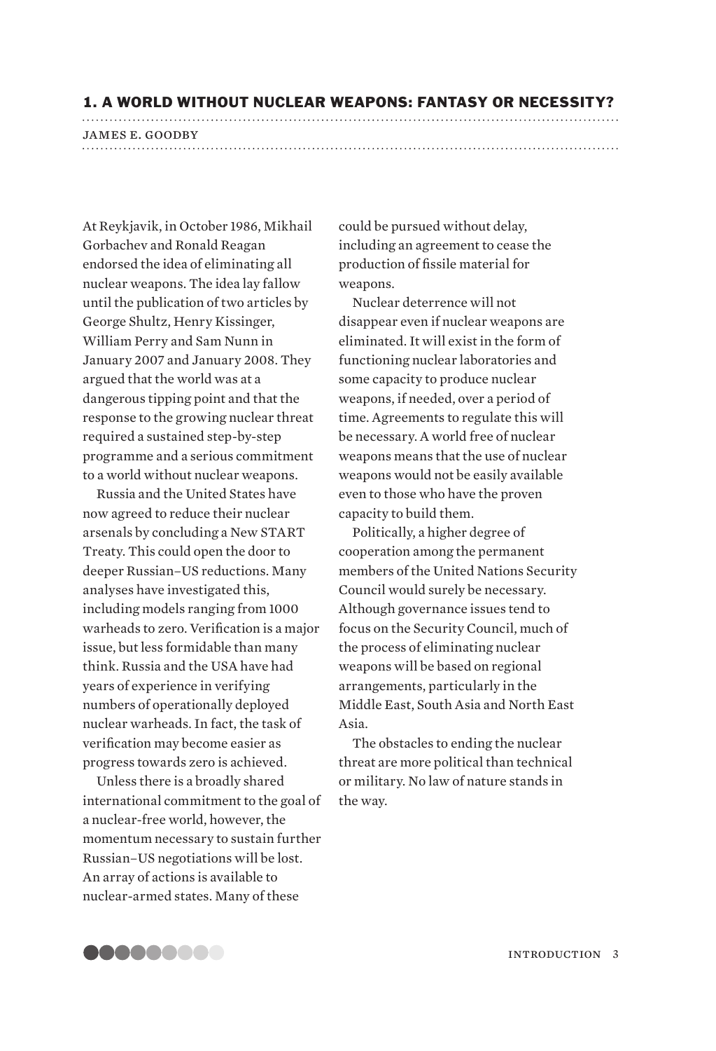## 1. A WORLD WITHOUT NUCLEAR WEAPONS: FANTASY OR NECESSITY?

JAMES E. GOODBY

At Reykjavik, in October 1986, Mikhail Gorbachev and Ronald Reagan endorsed the idea of eliminating all nuclear weapons. The idea lay fallow until the publication of two articles by George Shultz, Henry Kissinger, William Perry and Sam Nunn in January 2007 and January 2008. They argued that the world was at a dangerous tipping point and that the response to the growing nuclear threat required a sustained step-by-step programme and a serious commitment to a world without nuclear weapons.

Russia and the United States have now agreed to reduce their nuclear arsenals by concluding a New START Treaty. This could open the door to deeper Russian–US reductions. Many analyses have investigated this, including models ranging from 1000 warheads to zero. Verification is a major issue, but less formidable than many think. Russia and the USA have had years of experience in verifying numbers of operationally deployed nuclear warheads. In fact, the task of verification may become easier as progress towards zero is achieved.

Unless there is a broadly shared international commitment to the goal of a nuclear-free world, however, the momentum necessary to sustain further Russian–US negotiations will be lost. An array of actions is available to nuclear-armed states. Many of these could be pursued without delay, including an agreement to cease the production of fissile material for weapons.

Nuclear deterrence will not disappear even if nuclear weapons are eliminated. It will exist in the form of functioning nuclear laboratories and some capacity to produce nuclear weapons, if needed, over a period of time. Agreements to regulate this will be necessary. A world free of nuclear weapons means that the use of nuclear weapons would not be easily available even to those who have the proven capacity to build them.

Politically, a higher degree of cooperation among the permanent members of the United Nations Security Council would surely be necessary. Although governance issues tend to focus on the Security Council, much of the process of eliminating nuclear weapons will be based on regional arrangements, particularly in the Middle East, South Asia and North East Asia.

The obstacles to ending the nuclear threat are more political than technical or military. No law of nature stands in the way.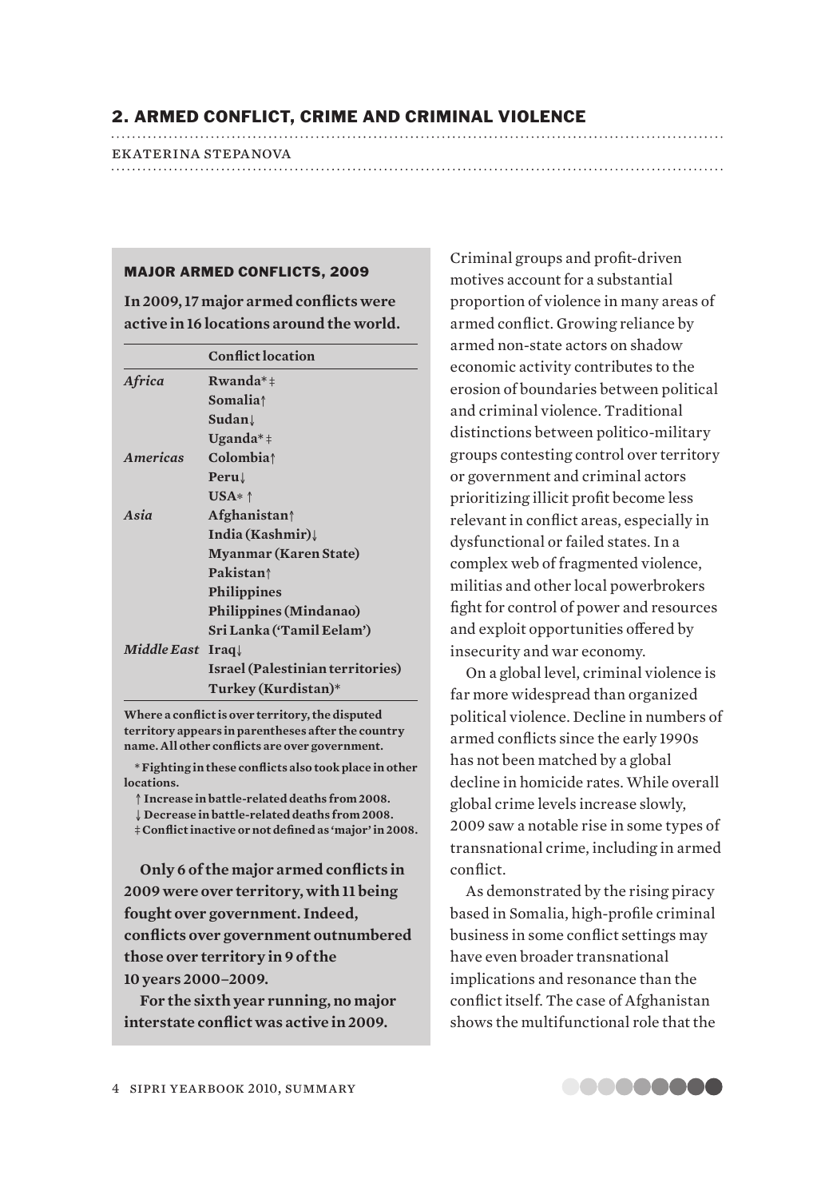## 2. ARMED CONFLICT, CRIME AND CRIMINAL VIOLENCE

EKATERINA STEPANOVA

### MAJOR ARMED CONFLICTS, 2009

**In 2009, 17 major armed conflicts were active in 16 locations around the world.**

| | Conflict location |
|---|---|
| *Africa* | **Rwanda*‡** |
| | **Somalia↑** |
| | **Sudan↓** |
| | **Uganda*‡** |
| *Americas* | **Colombia↑** |
| | **Peru↓** |
| | **USA*↑** |
| *Asia* | **Afghanistan↑** |
| | **India (Kashmir)↓** |
| | **Myanmar (Karen State)** |
| | **Pakistan↑** |
| | **Philippines** |
| | **Philippines (Mindanao)** |
| | **Sri Lanka ('Tamil Eelam')** |
| *Middle East* | **Iraq↓** |
| | **Israel (Palestinian territories)** |
| | **Turkey (Kurdistan)*** |

**Where a conflict is over territory, the disputed territory appears in parentheses after the country name. All other conflicts are over government.**

**\* Fighting in these conflicts also took place in other locations.**

**↑ Increase in battle-related deaths from 2008.**

**↓ Decrease in battle-related deaths from 2008.**

**‡ Conflict inactive or not defined as 'major' in 2008.**

**Only 6 of the major armed conflicts in 2009 were over territory, with 11 being fought over government. Indeed, conflicts over government outnumbered those over territory in 9 of the 10 years 2000–2009.**

**For the sixth year running, no major interstate conflict was active in 2009.**

Criminal groups and profit-driven motives account for a substantial proportion of violence in many areas of armed conflict. Growing reliance by armed non-state actors on shadow economic activity contributes to the erosion of boundaries between political and criminal violence. Traditional distinctions between politico-military groups contesting control over territory or government and criminal actors prioritizing illicit profit become less relevant in conflict areas, especially in dysfunctional or failed states. In a complex web of fragmented violence, militias and other local powerbrokers fight for control of power and resources and exploit opportunities offered by insecurity and war economy.

On a global level, criminal violence is far more widespread than organized political violence. Decline in numbers of armed conflicts since the early 1990s has not been matched by a global decline in homicide rates. While overall global crime levels increase slowly, 2009 saw a notable rise in some types of transnational crime, including in armed conflict.

As demonstrated by the rising piracy based in Somalia, high-profile criminal business in some conflict settings may have even broader transnational implications and resonance than the conflict itself. The case of Afghanistan shows the multifunctional role that the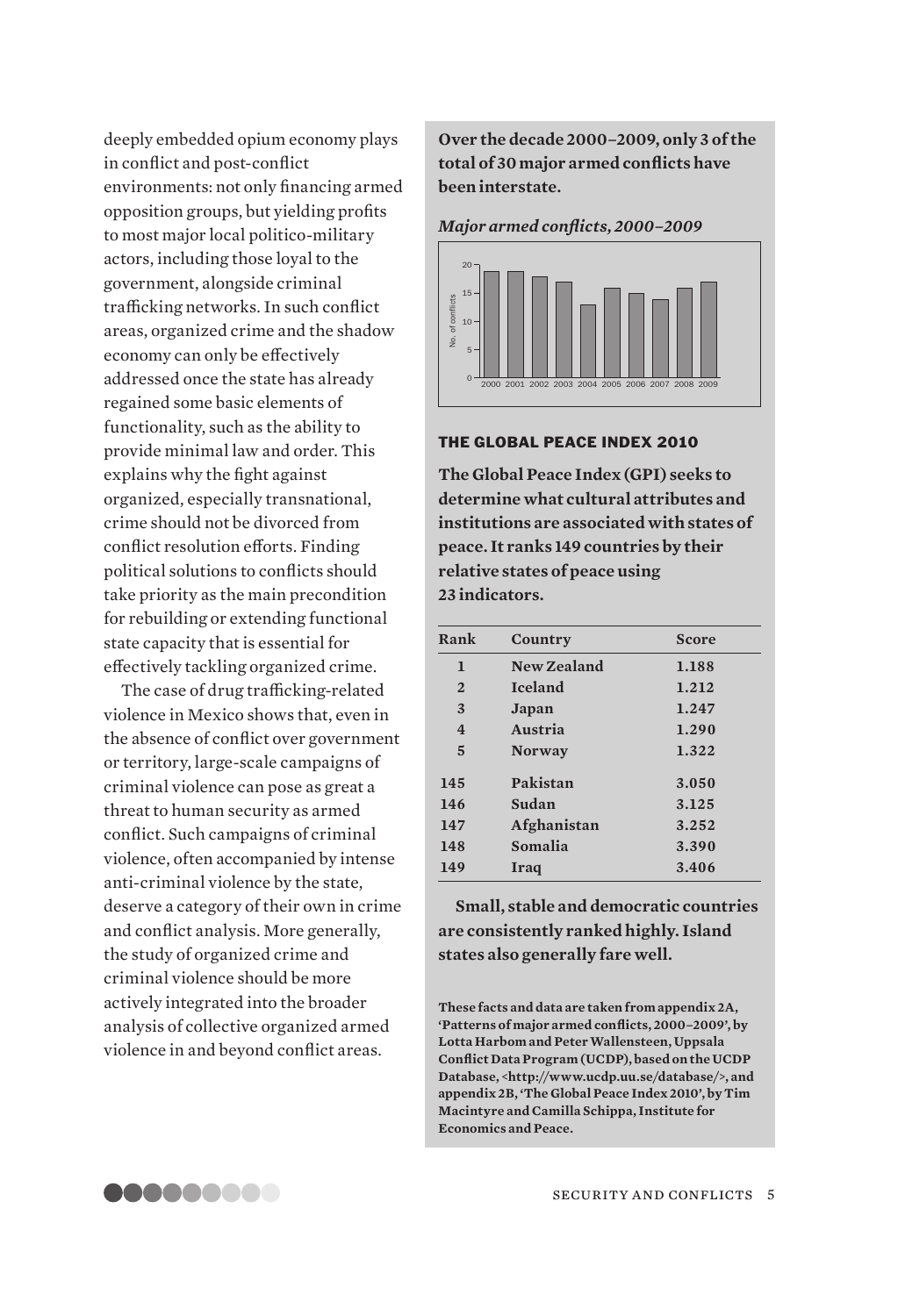deeply embedded opium economy plays in conflict and post-conflict environments: not only financing armed opposition groups, but yielding profits to most major local politico-military actors, including those loyal to the government, alongside criminal trafficking networks. In such conflict areas, organized crime and the shadow economy can only be effectively addressed once the state has already regained some basic elements of functionality, such as the ability to provide minimal law and order. This explains why the fight against organized, especially transnational, crime should not be divorced from conflict resolution efforts. Finding political solutions to conflicts should take priority as the main precondition for rebuilding or extending functional state capacity that is essential for effectively tackling organized crime.

The case of drug trafficking-related violence in Mexico shows that, even in the absence of conflict over government or territory, large-scale campaigns of criminal violence can pose as great a threat to human security as armed conflict. Such campaigns of criminal violence, often accompanied by intense anti-criminal violence by the state, deserve a category of their own in crime and conflict analysis. More generally, the study of organized crime and criminal violence should be more actively integrated into the broader analysis of collective organized armed violence in and beyond conflict areas.

**Over the decade 2000–2009, only 3 of the total of 30 major armed conflicts have been interstate.**

***Major armed conflicts, 2000–2009***

| Year | No. of conflicts |
|---|---|
| 2000 | 19 |
| 2001 | 19 |
| 2002 | 18 |
| 2003 | 17 |
| 2004 | 13 |
| 2005 | 16 |
| 2006 | 15 |
| 2007 | 14 |
| 2008 | 16 |
| 2009 | 17 |

## THE GLOBAL PEACE INDEX 2010

**The Global Peace Index (GPI) seeks to determine what cultural attributes and institutions are associated with states of peace. It ranks 149 countries by their relative states of peace using 23 indicators.**

| Rank | Country | Score |
|---|---|---|
| 1 | New Zealand | 1.188 |
| 2 | Iceland | 1.212 |
| 3 | Japan | 1.247 |
| 4 | Austria | 1.290 |
| 5 | Norway | 1.322 |
| 145 | Pakistan | 3.050 |
| 146 | Sudan | 3.125 |
| 147 | Afghanistan | 3.252 |
| 148 | Somalia | 3.390 |
| 149 | Iraq | 3.406 |

**Small, stable and democratic countries are consistently ranked highly. Island states also generally fare well.**

**These facts and data are taken from appendix 2A, 'Patterns of major armed conflicts, 2000–2009', by Lotta Harbom and Peter Wallensteen, Uppsala Conflict Data Program (UCDP), based on the UCDP Database, <http://www.ucdp.uu.se/database/>, and appendix 2B, 'The Global Peace Index 2010', by Tim Macintyre and Camilla Schippa, Institute for Economics and Peace.**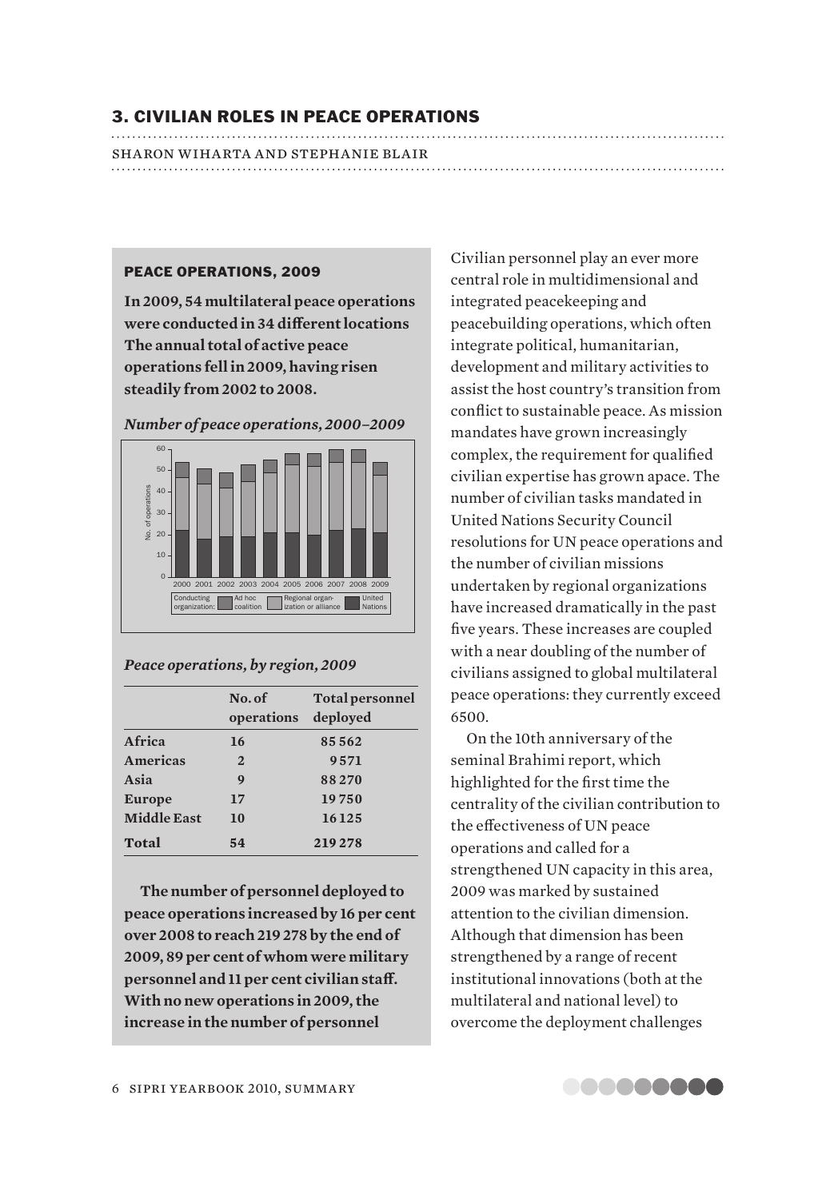## 3. CIVILIAN ROLES IN PEACE OPERATIONS

SHARON WIHARTA AND STEPHANIE BLAIR

### PEACE OPERATIONS, 2009

**In 2009, 54 multilateral peace operations were conducted in 34 different locations The annual total of active peace operations fell in 2009, having risen steadily from 2002 to 2008.**

*Number of peace operations, 2000–2009*

*Peace operations, by region, 2009*

| | No. of operations | Total personnel deployed |
|---|---|---|
| **Africa** | **16** | **85 562** |
| **Americas** | **2** | **9571** |
| **Asia** | **9** | **88 270** |
| **Europe** | **17** | **19 750** |
| **Middle East** | **10** | **16 125** |
| **Total** | **54** | **219 278** |

**The number of personnel deployed to peace operations increased by 16 per cent over 2008 to reach 219 278 by the end of 2009, 89 per cent of whom were military personnel and 11 per cent civilian staff. With no new operations in 2009, the increase in the number of personnel**

Civilian personnel play an ever more central role in multidimensional and integrated peacekeeping and peacebuilding operations, which often integrate political, humanitarian, development and military activities to assist the host country's transition from conflict to sustainable peace. As mission mandates have grown increasingly complex, the requirement for qualified civilian expertise has grown apace. The number of civilian tasks mandated in United Nations Security Council resolutions for UN peace operations and the number of civilian missions undertaken by regional organizations have increased dramatically in the past five years. These increases are coupled with a near doubling of the number of civilians assigned to global multilateral peace operations: they currently exceed 6500.

On the 10th anniversary of the seminal Brahimi report, which highlighted for the first time the centrality of the civilian contribution to the effectiveness of UN peace operations and called for a strengthened UN capacity in this area, 2009 was marked by sustained attention to the civilian dimension. Although that dimension has been strengthened by a range of recent institutional innovations (both at the multilateral and national level) to overcome the deployment challenges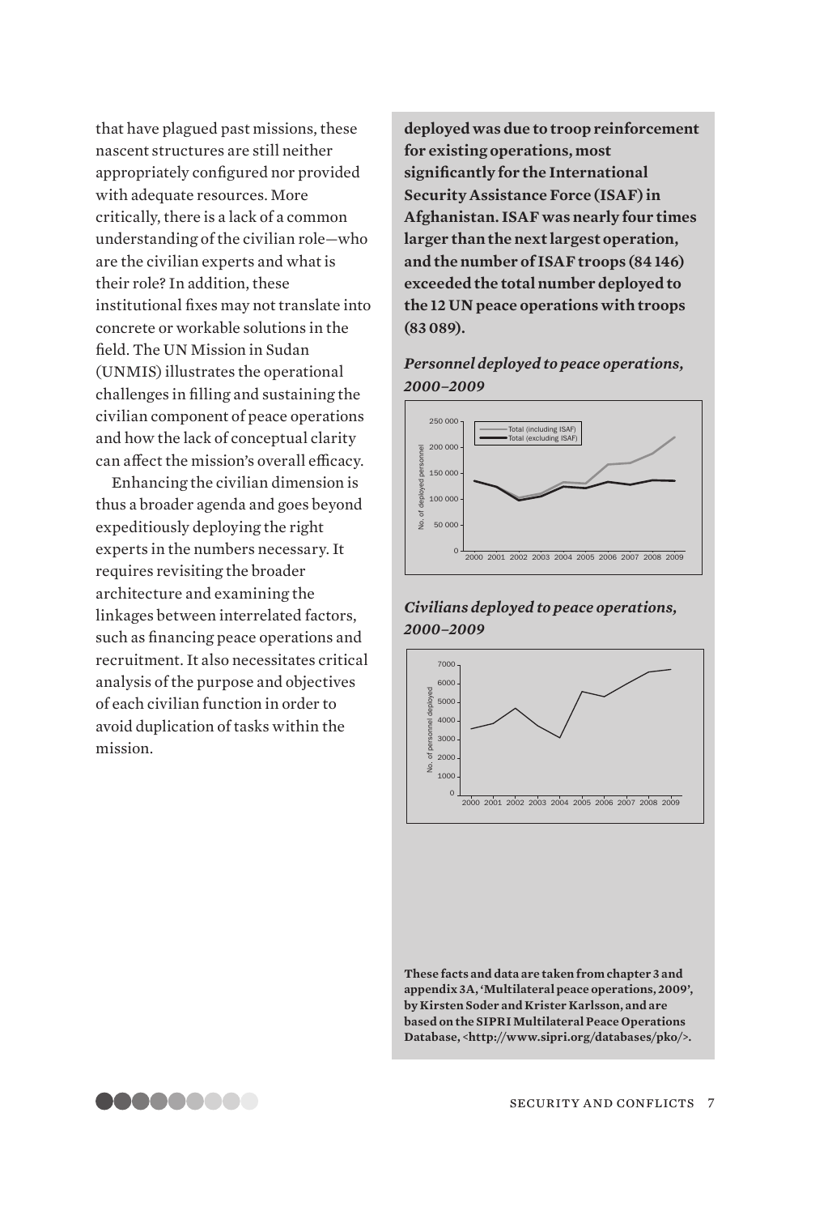that have plagued past missions, these nascent structures are still neither appropriately configured nor provided with adequate resources. More critically, there is a lack of a common understanding of the civilian role—who are the civilian experts and what is their role? In addition, these institutional fixes may not translate into concrete or workable solutions in the field. The UN Mission in Sudan (UNMIS) illustrates the operational challenges in filling and sustaining the civilian component of peace operations and how the lack of conceptual clarity can affect the mission's overall efficacy.

Enhancing the civilian dimension is thus a broader agenda and goes beyond expeditiously deploying the right experts in the numbers necessary. It requires revisiting the broader architecture and examining the linkages between interrelated factors, such as financing peace operations and recruitment. It also necessitates critical analysis of the purpose and objectives of each civilian function in order to avoid duplication of tasks within the mission.

**deployed was due to troop reinforcement for existing operations, most significantly for the International Security Assistance Force (ISAF) in Afghanistan. ISAF was nearly four times larger than the next largest operation, and the number of ISAF troops (84 146) exceeded the total number deployed to the 12 UN peace operations with troops (83 089).**

***Personnel deployed to peace operations, 2000–2009***

***Civilians deployed to peace operations, 2000–2009***

**These facts and data are taken from chapter 3 and appendix 3A, 'Multilateral peace operations, 2009', by Kirsten Soder and Krister Karlsson, and are based on the SIPRI Multilateral Peace Operations Database, <http://www.sipri.org/databases/pko/>.**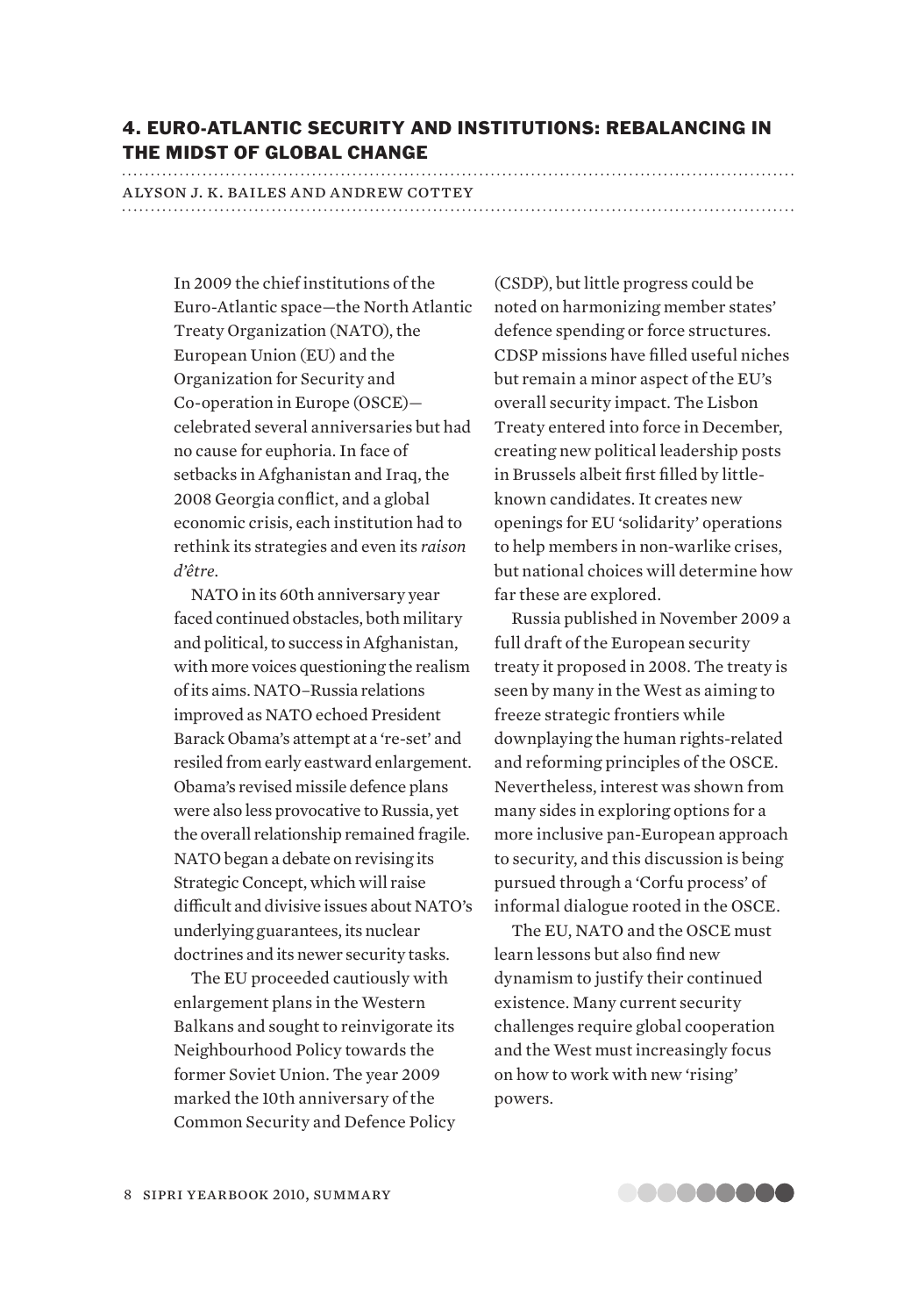## 4. EURO-ATLANTIC SECURITY AND INSTITUTIONS: REBALANCING IN THE MIDST OF GLOBAL CHANGE

ALYSON J. K. BAILES AND ANDREW COTTEY

In 2009 the chief institutions of the Euro-Atlantic space—the North Atlantic Treaty Organization (NATO), the European Union (EU) and the Organization for Security and Co-operation in Europe (OSCE)—celebrated several anniversaries but had no cause for euphoria. In face of setbacks in Afghanistan and Iraq, the 2008 Georgia conflict, and a global economic crisis, each institution had to rethink its strategies and even its *raison d'être*.

NATO in its 60th anniversary year faced continued obstacles, both military and political, to success in Afghanistan, with more voices questioning the realism of its aims. NATO–Russia relations improved as NATO echoed President Barack Obama's attempt at a 're-set' and resiled from early eastward enlargement. Obama's revised missile defence plans were also less provocative to Russia, yet the overall relationship remained fragile. NATO began a debate on revising its Strategic Concept, which will raise difficult and divisive issues about NATO's underlying guarantees, its nuclear doctrines and its newer security tasks.

The EU proceeded cautiously with enlargement plans in the Western Balkans and sought to reinvigorate its Neighbourhood Policy towards the former Soviet Union. The year 2009 marked the 10th anniversary of the Common Security and Defence Policy (CSDP), but little progress could be noted on harmonizing member states' defence spending or force structures. CDSP missions have filled useful niches but remain a minor aspect of the EU's overall security impact. The Lisbon Treaty entered into force in December, creating new political leadership posts in Brussels albeit first filled by little-known candidates. It creates new openings for EU 'solidarity' operations to help members in non-warlike crises, but national choices will determine how far these are explored.

Russia published in November 2009 a full draft of the European security treaty it proposed in 2008. The treaty is seen by many in the West as aiming to freeze strategic frontiers while downplaying the human rights-related and reforming principles of the OSCE. Nevertheless, interest was shown from many sides in exploring options for a more inclusive pan-European approach to security, and this discussion is being pursued through a 'Corfu process' of informal dialogue rooted in the OSCE.

The EU, NATO and the OSCE must learn lessons but also find new dynamism to justify their continued existence. Many current security challenges require global cooperation and the West must increasingly focus on how to work with new 'rising' powers.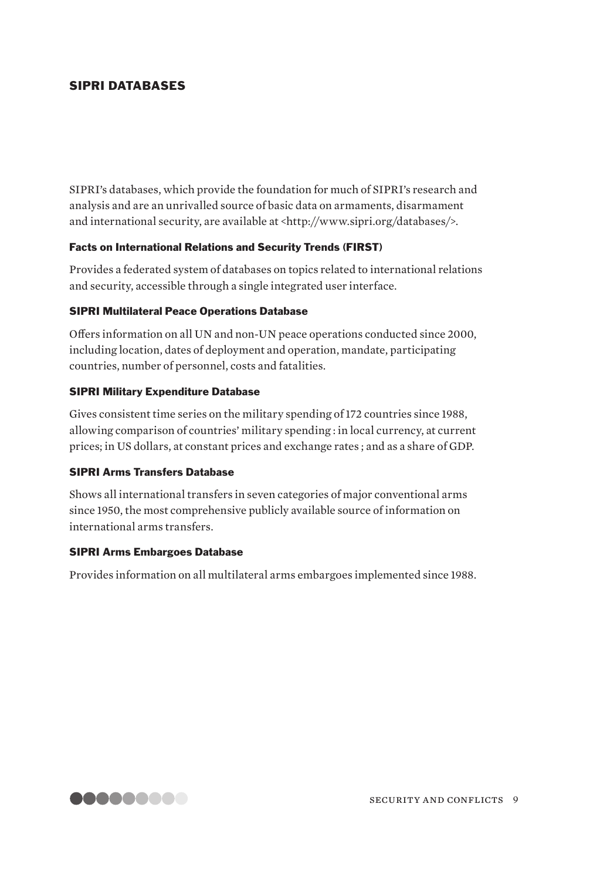## SIPRI DATABASES

SIPRI's databases, which provide the foundation for much of SIPRI's research and analysis and are an unrivalled source of basic data on armaments, disarmament and international security, are available at <http://www.sipri.org/databases/>.

### Facts on International Relations and Security Trends (FIRST)

Provides a federated system of databases on topics related to international relations and security, accessible through a single integrated user interface.

### SIPRI Multilateral Peace Operations Database

Offers information on all UN and non-UN peace operations conducted since 2000, including location, dates of deployment and operation, mandate, participating countries, number of personnel, costs and fatalities.

### SIPRI Military Expenditure Database

Gives consistent time series on the military spending of 172 countries since 1988, allowing comparison of countries' military spending : in local currency, at current prices; in US dollars, at constant prices and exchange rates ; and as a share of GDP.

### SIPRI Arms Transfers Database

Shows all international transfers in seven categories of major conventional arms since 1950, the most comprehensive publicly available source of information on international arms transfers.

### SIPRI Arms Embargoes Database

Provides information on all multilateral arms embargoes implemented since 1988.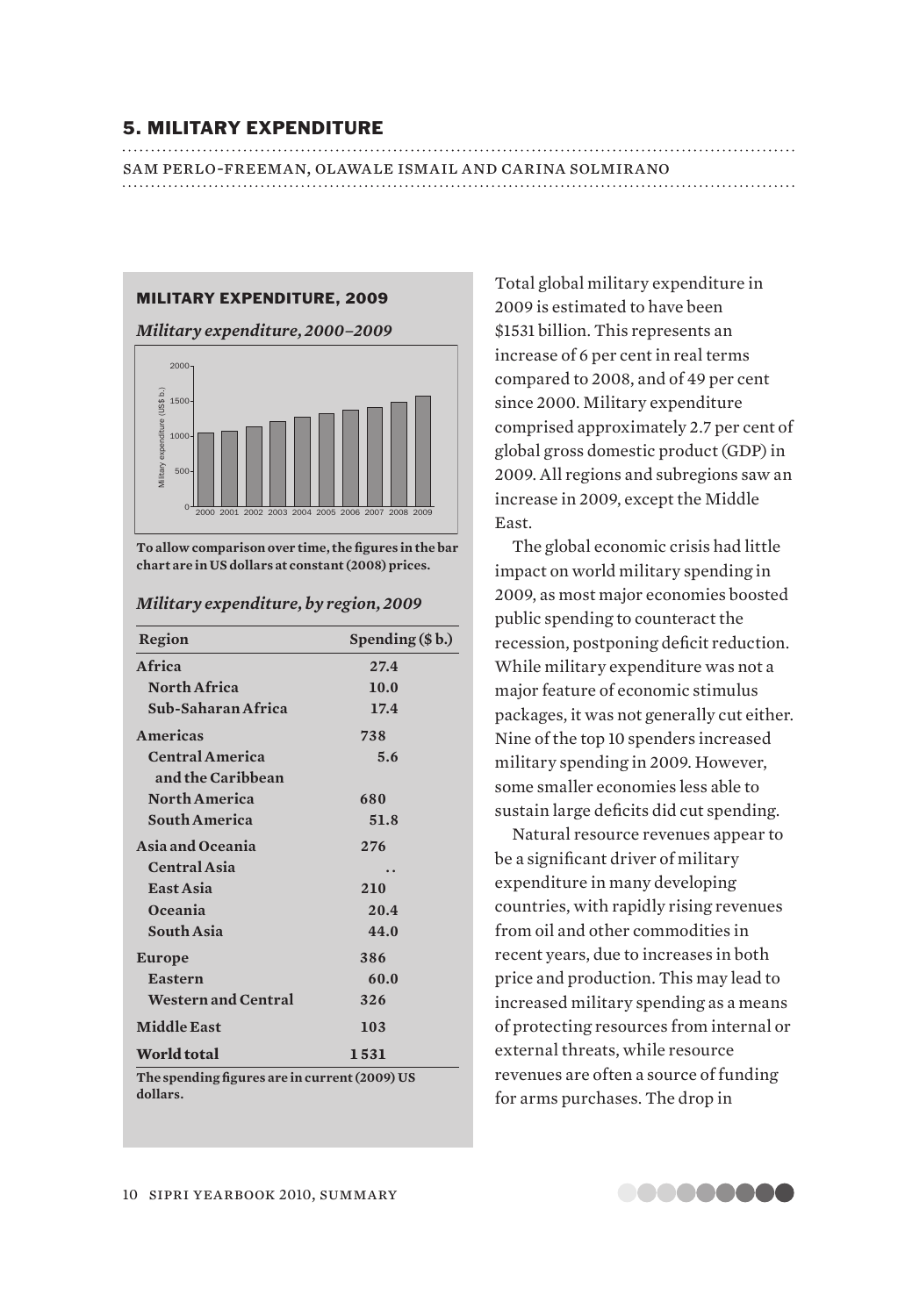## 5. MILITARY EXPENDITURE

SAM PERLO-FREEMAN, OLAWALE ISMAIL AND CARINA SOLMIRANO

### MILITARY EXPENDITURE, 2009

*Military expenditure, 2000–2009*

To allow comparison over time, the figures in the bar chart are in US dollars at constant (2008) prices.

*Military expenditure, by region, 2009*

| Region | Spending ($ b.) |
|---|---|
| **Africa** | 27.4 |
| North Africa | 10.0 |
| Sub-Saharan Africa | 17.4 |
| **Americas** | 738 |
| Central America and the Caribbean | 5.6 |
| North America | 680 |
| South America | 51.8 |
| **Asia and Oceania** | 276 |
| Central Asia | . . |
| East Asia | 210 |
| Oceania | 20.4 |
| South Asia | 44.0 |
| **Europe** | 386 |
| Eastern | 60.0 |
| Western and Central | 326 |
| **Middle East** | 103 |
| **World total** | 1 531 |

The spending figures are in current (2009) US dollars.

Total global military expenditure in 2009 is estimated to have been $1531 billion. This represents an increase of 6 per cent in real terms compared to 2008, and of 49 per cent since 2000. Military expenditure comprised approximately 2.7 per cent of global gross domestic product (GDP) in 2009. All regions and subregions saw an increase in 2009, except the Middle East.

The global economic crisis had little impact on world military spending in 2009, as most major economies boosted public spending to counteract the recession, postponing deficit reduction. While military expenditure was not a major feature of economic stimulus packages, it was not generally cut either. Nine of the top 10 spenders increased military spending in 2009. However, some smaller economies less able to sustain large deficits did cut spending.

Natural resource revenues appear to be a significant driver of military expenditure in many developing countries, with rapidly rising revenues from oil and other commodities in recent years, due to increases in both price and production. This may lead to increased military spending as a means of protecting resources from internal or external threats, while resource revenues are often a source of funding for arms purchases. The drop in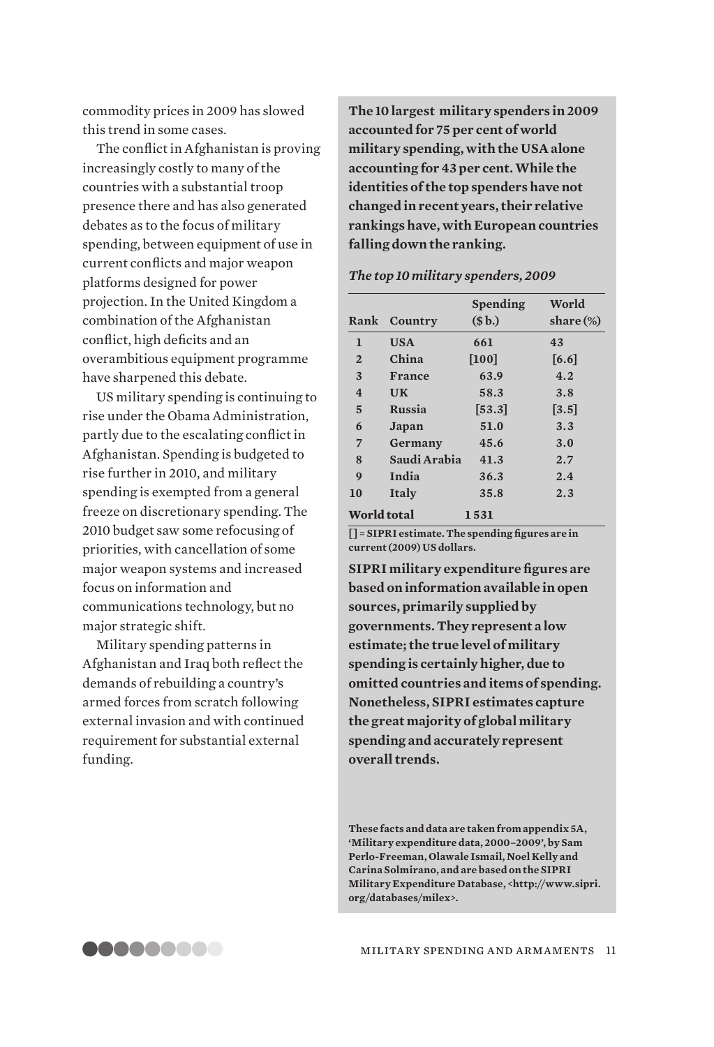commodity prices in 2009 has slowed this trend in some cases.

The conflict in Afghanistan is proving increasingly costly to many of the countries with a substantial troop presence there and has also generated debates as to the focus of military spending, between equipment of use in current conflicts and major weapon platforms designed for power projection. In the United Kingdom a combination of the Afghanistan conflict, high deficits and an overambitious equipment programme have sharpened this debate.

US military spending is continuing to rise under the Obama Administration, partly due to the escalating conflict in Afghanistan. Spending is budgeted to rise further in 2010, and military spending is exempted from a general freeze on discretionary spending. The 2010 budget saw some refocusing of priorities, with cancellation of some major weapon systems and increased focus on information and communications technology, but no major strategic shift.

Military spending patterns in Afghanistan and Iraq both reflect the demands of rebuilding a country's armed forces from scratch following external invasion and with continued requirement for substantial external funding.

**The 10 largest military spenders in 2009 accounted for 75 per cent of world military spending, with the USA alone accounting for 43 per cent. While the identities of the top spenders have not changed in recent years, their relative rankings have, with European countries falling down the ranking.**

*The top 10 military spenders, 2009*

| Rank | Country | Spending ($ b.) | World share (%) |
|---|---|---|---|
| 1 | USA | 661 | 43 |
| 2 | China | [100] | [6.6] |
| 3 | France | 63.9 | 4.2 |
| 4 | UK | 58.3 | 3.8 |
| 5 | Russia | [53.3] | [3.5] |
| 6 | Japan | 51.0 | 3.3 |
| 7 | Germany | 45.6 | 3.0 |
| 8 | Saudi Arabia | 41.3 | 2.7 |
| 9 | India | 36.3 | 2.4 |
| 10 | Italy | 35.8 | 2.3 |
| World total | | 1 531 | |

[ ] = SIPRI estimate. The spending figures are in current (2009) US dollars.

**SIPRI military expenditure figures are based on information available in open sources, primarily supplied by governments. They represent a low estimate; the true level of military spending is certainly higher, due to omitted countries and items of spending. Nonetheless, SIPRI estimates capture the great majority of global military spending and accurately represent overall trends.**

These facts and data are taken from appendix 5A, 'Military expenditure data, 2000–2009', by Sam Perlo-Freeman, Olawale Ismail, Noel Kelly and Carina Solmirano, and are based on the SIPRI Military Expenditure Database, <http://www.sipri.org/databases/milex>.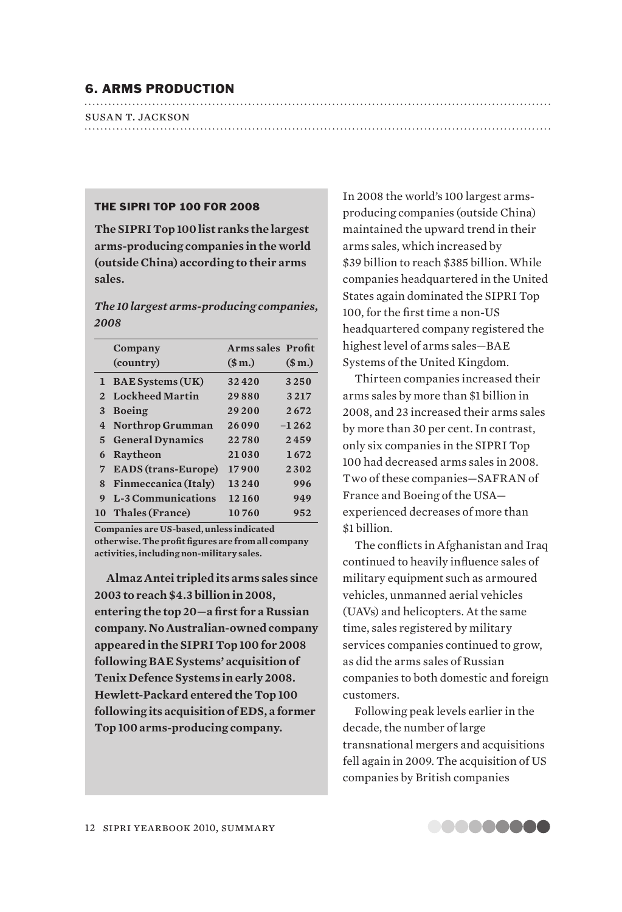# 6. ARMS PRODUCTION

SUSAN T. JACKSON

### THE SIPRI TOP 100 FOR 2008

**The SIPRI Top 100 list ranks the largest arms-producing companies in the world (outside China) according to their arms sales.**

***The 10 largest arms-producing companies, 2008***

| | Company (country) | Arms sales ($ m.) | Profit ($ m.) |
|---|---|---|---|
| 1 | BAE Systems (UK) | 32 420 | 3 250 |
| 2 | Lockheed Martin | 29 880 | 3 217 |
| 3 | Boeing | 29 200 | 2 672 |
| 4 | Northrop Grumman | 26 090 | –1 262 |
| 5 | General Dynamics | 22 780 | 2 459 |
| 6 | Raytheon | 21 030 | 1 672 |
| 7 | EADS (trans-Europe) | 17 900 | 2 302 |
| 8 | Finmeccanica (Italy) | 13 240 | 996 |
| 9 | L-3 Communications | 12 160 | 949 |
| 10 | Thales (France) | 10 760 | 952 |

Companies are US-based, unless indicated otherwise. The profit figures are from all company activities, including non-military sales.

**Almaz Antei tripled its arms sales since 2003 to reach $4.3 billion in 2008, entering the top 20—a first for a Russian company. No Australian-owned company appeared in the SIPRI Top 100 for 2008 following BAE Systems' acquisition of Tenix Defence Systems in early 2008. Hewlett-Packard entered the Top 100 following its acquisition of EDS, a former Top 100 arms-producing company.**

In 2008 the world's 100 largest arms-producing companies (outside China) maintained the upward trend in their arms sales, which increased by $39 billion to reach $385 billion. While companies headquartered in the United States again dominated the SIPRI Top 100, for the first time a non-US headquartered company registered the highest level of arms sales—BAE Systems of the United Kingdom.

Thirteen companies increased their arms sales by more than $1 billion in 2008, and 23 increased their arms sales by more than 30 per cent. In contrast, only six companies in the SIPRI Top 100 had decreased arms sales in 2008. Two of these companies—SAFRAN of France and Boeing of the USA—experienced decreases of more than $1 billion.

The conflicts in Afghanistan and Iraq continued to heavily influence sales of military equipment such as armoured vehicles, unmanned aerial vehicles (UAVs) and helicopters. At the same time, sales registered by military services companies continued to grow, as did the arms sales of Russian companies to both domestic and foreign customers.

Following peak levels earlier in the decade, the number of large transnational mergers and acquisitions fell again in 2009. The acquisition of US companies by British companies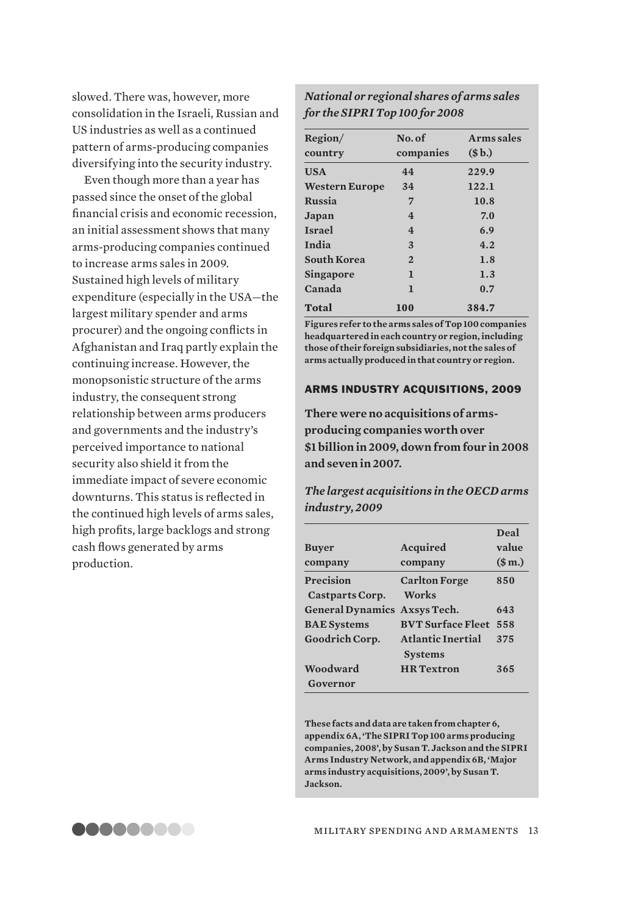slowed. There was, however, more consolidation in the Israeli, Russian and US industries as well as a continued pattern of arms-producing companies diversifying into the security industry.

Even though more than a year has passed since the onset of the global financial crisis and economic recession, an initial assessment shows that many arms-producing companies continued to increase arms sales in 2009. Sustained high levels of military expenditure (especially in the USA—the largest military spender and arms procurer) and the ongoing conflicts in Afghanistan and Iraq partly explain the continuing increase. However, the monopsonistic structure of the arms industry, the consequent strong relationship between arms producers and governments and the industry's perceived importance to national security also shield it from the immediate impact of severe economic downturns. This status is reflected in the continued high levels of arms sales, high profits, large backlogs and strong cash flows generated by arms production.

*National or regional shares of arms sales for the SIPRI Top 100 for 2008*

| Region/ country | No. of companies | Arms sales ($ b.) |
|---|---|---|
| USA | 44 | 229.9 |
| Western Europe | 34 | 122.1 |
| Russia | 7 | 10.8 |
| Japan | 4 | 7.0 |
| Israel | 4 | 6.9 |
| India | 3 | 4.2 |
| South Korea | 2 | 1.8 |
| Singapore | 1 | 1.3 |
| Canada | 1 | 0.7 |
| **Total** | **100** | **384.7** |

Figures refer to the arms sales of Top 100 companies headquartered in each country or region, including those of their foreign subsidiaries, not the sales of arms actually produced in that country or region.

## ARMS INDUSTRY ACQUISITIONS, 2009

**There were no acquisitions of arms-producing companies worth over $1 billion in 2009, down from four in 2008 and seven in 2007.**

*The largest acquisitions in the OECD arms industry, 2009*

| Buyer company | Acquired company | Deal value ($ m.) |
|---|---|---|
| Precision Castparts Corp. | Carlton Forge Works | 850 |
| General Dynamics | Axsys Tech. | 643 |
| BAE Systems | BVT Surface Fleet | 558 |
| Goodrich Corp. | Atlantic Inertial Systems | 375 |
| Woodward Governor | HR Textron | 365 |

These facts and data are taken from chapter 6, appendix 6A, 'The SIPRI Top 100 arms producing companies, 2008', by Susan T. Jackson and the SIPRI Arms Industry Network, and appendix 6B, 'Major arms industry acquisitions, 2009', by Susan T. Jackson.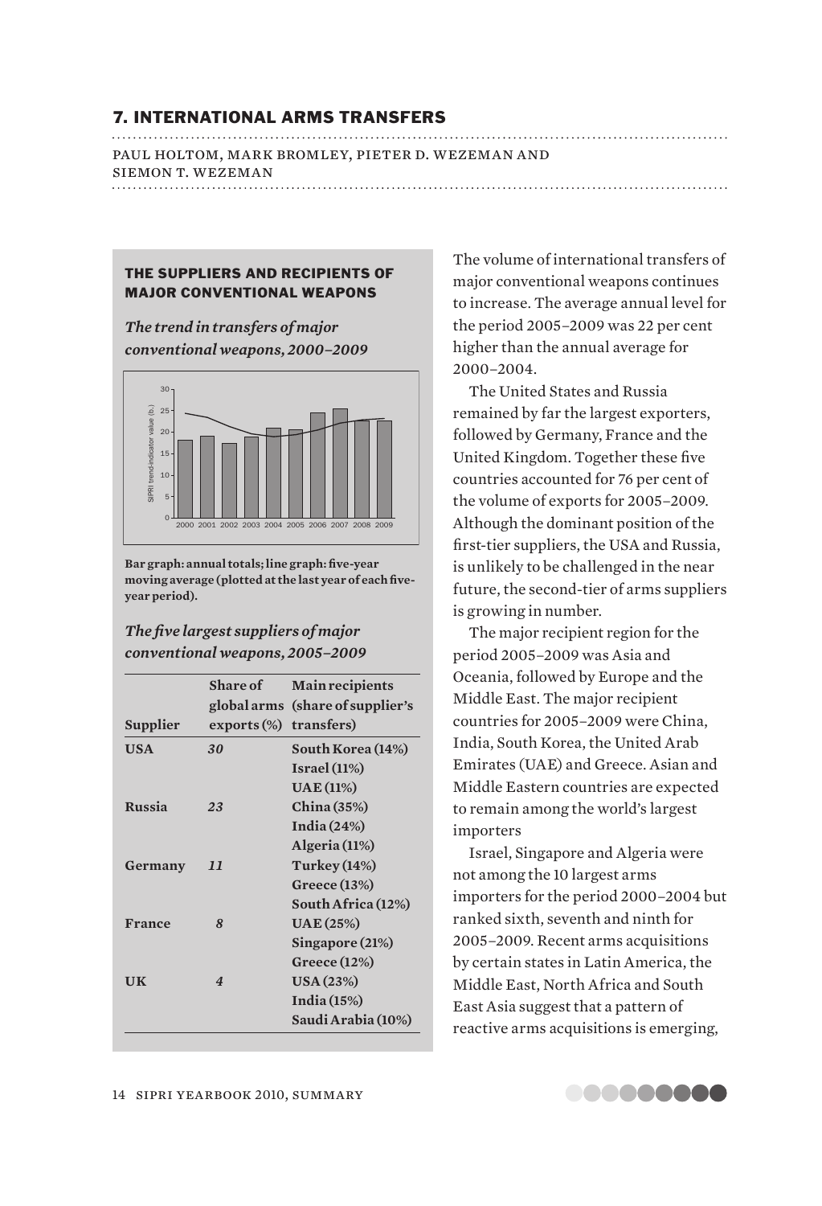## 7. INTERNATIONAL ARMS TRANSFERS

PAUL HOLTOM, MARK BROMLEY, PIETER D. WEZEMAN AND SIEMON T. WEZEMAN

### THE SUPPLIERS AND RECIPIENTS OF MAJOR CONVENTIONAL WEAPONS

*The trend in transfers of major conventional weapons, 2000–2009*

**Bar graph: annual totals; line graph: five-year moving average (plotted at the last year of each five-year period).**

*The five largest suppliers of major conventional weapons, 2005–2009*

| Supplier | Share of global arms exports (%) | Main recipients (share of supplier's transfers) |
|---|---|---|
| **USA** | *30* | **South Korea (14%)** |
| | | **Israel (11%)** |
| | | **UAE (11%)** |
| **Russia** | *23* | **China (35%)** |
| | | **India (24%)** |
| | | **Algeria (11%)** |
| **Germany** | *11* | **Turkey (14%)** |
| | | **Greece (13%)** |
| | | **South Africa (12%)** |
| **France** | *8* | **UAE (25%)** |
| | | **Singapore (21%)** |
| | | **Greece (12%)** |
| **UK** | *4* | **USA (23%)** |
| | | **India (15%)** |
| | | **Saudi Arabia (10%)** |

The volume of international transfers of major conventional weapons continues to increase. The average annual level for the period 2005–2009 was 22 per cent higher than the annual average for 2000–2004.

The United States and Russia remained by far the largest exporters, followed by Germany, France and the United Kingdom. Together these five countries accounted for 76 per cent of the volume of exports for 2005–2009. Although the dominant position of the first-tier suppliers, the USA and Russia, is unlikely to be challenged in the near future, the second-tier of arms suppliers is growing in number.

The major recipient region for the period 2005–2009 was Asia and Oceania, followed by Europe and the Middle East. The major recipient countries for 2005–2009 were China, India, South Korea, the United Arab Emirates (UAE) and Greece. Asian and Middle Eastern countries are expected to remain among the world's largest importers

Israel, Singapore and Algeria were not among the 10 largest arms importers for the period 2000–2004 but ranked sixth, seventh and ninth for 2005–2009. Recent arms acquisitions by certain states in Latin America, the Middle East, North Africa and South East Asia suggest that a pattern of reactive arms acquisitions is emerging,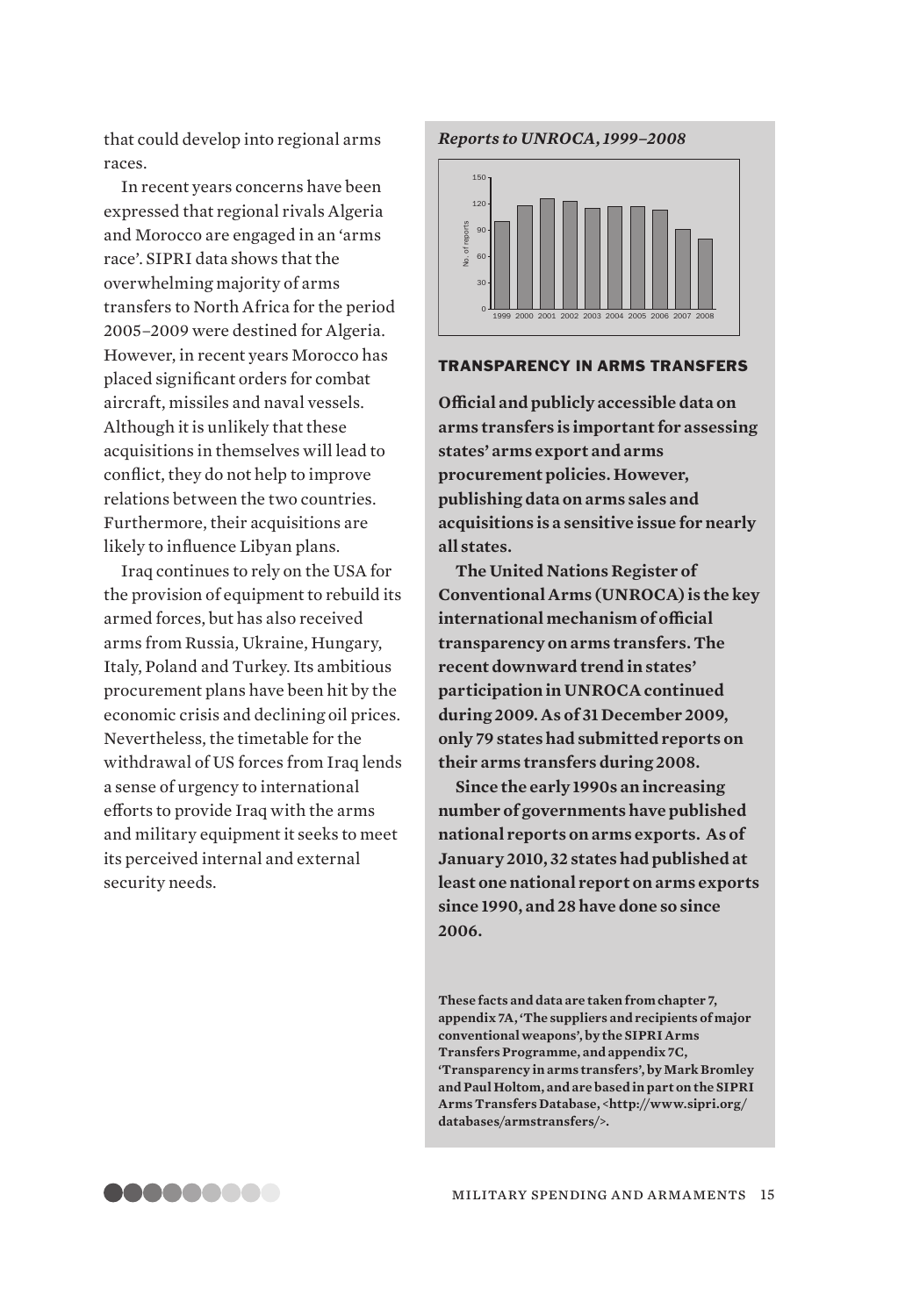that could develop into regional arms races.

In recent years concerns have been expressed that regional rivals Algeria and Morocco are engaged in an 'arms race'. SIPRI data shows that the overwhelming majority of arms transfers to North Africa for the period 2005–2009 were destined for Algeria. However, in recent years Morocco has placed significant orders for combat aircraft, missiles and naval vessels. Although it is unlikely that these acquisitions in themselves will lead to conflict, they do not help to improve relations between the two countries. Furthermore, their acquisitions are likely to influence Libyan plans.

Iraq continues to rely on the USA for the provision of equipment to rebuild its armed forces, but has also received arms from Russia, Ukraine, Hungary, Italy, Poland and Turkey. Its ambitious procurement plans have been hit by the economic crisis and declining oil prices. Nevertheless, the timetable for the withdrawal of US forces from Iraq lends a sense of urgency to international efforts to provide Iraq with the arms and military equipment it seeks to meet its perceived internal and external security needs.

*Reports to UNROCA, 1999–2008*

## TRANSPARENCY IN ARMS TRANSFERS

**Official and publicly accessible data on arms transfers is important for assessing states' arms export and arms procurement policies. However, publishing data on arms sales and acquisitions is a sensitive issue for nearly all states.**

**The United Nations Register of Conventional Arms (UNROCA) is the key international mechanism of official transparency on arms transfers. The recent downward trend in states' participation in UNROCA continued during 2009. As of 31 December 2009, only 79 states had submitted reports on their arms transfers during 2008.**

**Since the early 1990s an increasing number of governments have published national reports on arms exports. As of January 2010, 32 states had published at least one national report on arms exports since 1990, and 28 have done so since 2006.**

**These facts and data are taken from chapter 7, appendix 7A, 'The suppliers and recipients of major conventional weapons', by the SIPRI Arms Transfers Programme, and appendix 7C, 'Transparency in arms transfers', by Mark Bromley and Paul Holtom, and are based in part on the SIPRI Arms Transfers Database, <http://www.sipri.org/databases/armstransfers/>.**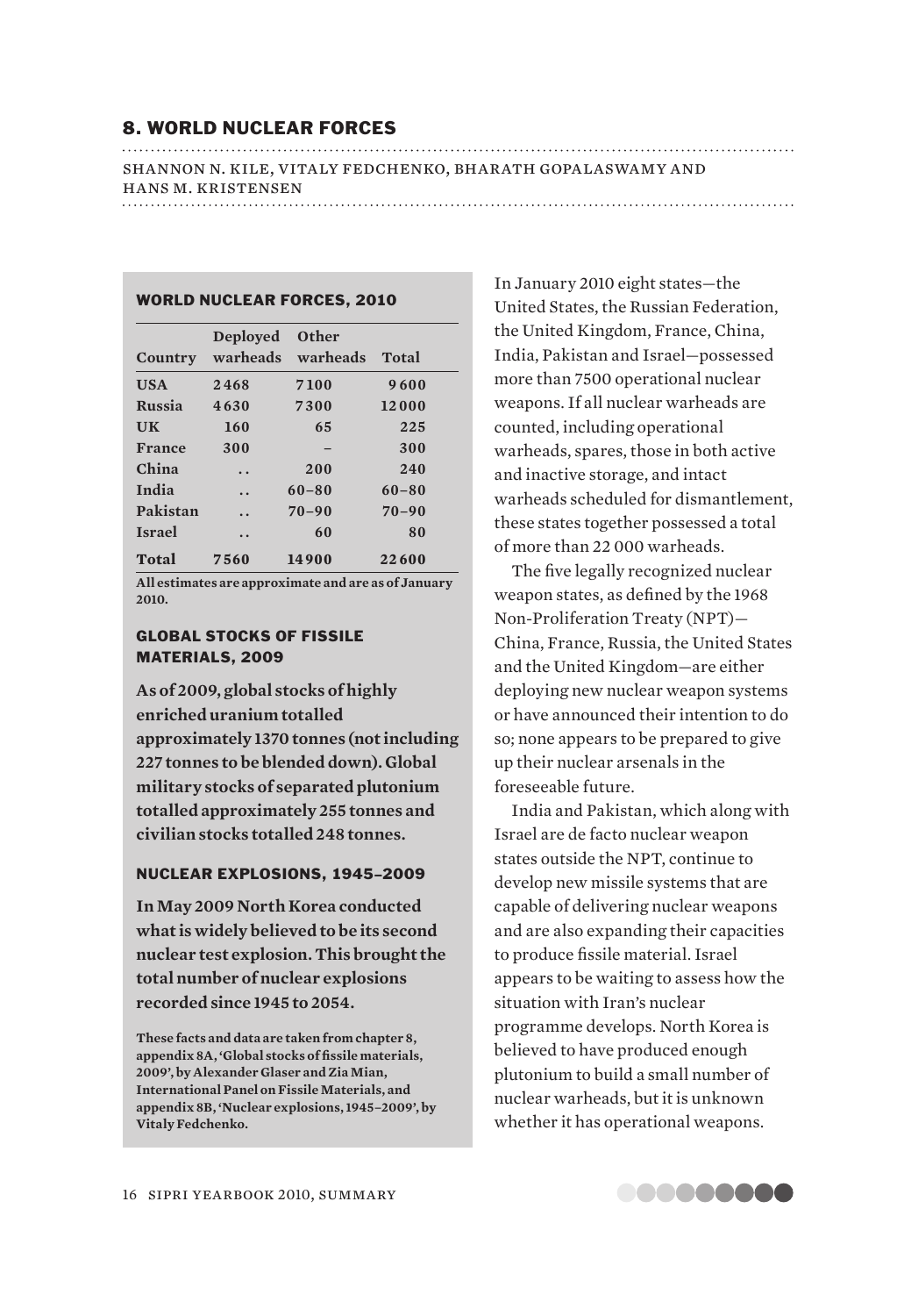## 8. WORLD NUCLEAR FORCES

SHANNON N. KILE, VITALY FEDCHENKO, BHARATH GOPALASWAMY AND HANS M. KRISTENSEN

### WORLD NUCLEAR FORCES, 2010

| Country | Deployed warheads | Other warheads | Total |
|---|---|---|---|
| **USA** | **2468** | **7100** | **9600** |
| **Russia** | **4630** | **7300** | **12000** |
| **UK** | **160** | **65** | **225** |
| **France** | **300** | **–** | **300** |
| **China** | **. .** | **200** | **240** |
| **India** | **. .** | **60–80** | **60–80** |
| **Pakistan** | **. .** | **70–90** | **70–90** |
| **Israel** | **. .** | **60** | **80** |
| **Total** | **7560** | **14900** | **22600** |

**All estimates are approximate and are as of January 2010.**

### GLOBAL STOCKS OF FISSILE MATERIALS, 2009

**As of 2009, global stocks of highly enriched uranium totalled approximately 1370 tonnes (not including 227 tonnes to be blended down). Global military stocks of separated plutonium totalled approximately 255 tonnes and civilian stocks totalled 248 tonnes.**

### NUCLEAR EXPLOSIONS, 1945–2009

**In May 2009 North Korea conducted what is widely believed to be its second nuclear test explosion. This brought the total number of nuclear explosions recorded since 1945 to 2054.**

**These facts and data are taken from chapter 8, appendix 8A, 'Global stocks of fissile materials, 2009', by Alexander Glaser and Zia Mian, International Panel on Fissile Materials, and appendix 8B, 'Nuclear explosions, 1945–2009', by Vitaly Fedchenko.**

In January 2010 eight states—the United States, the Russian Federation, the United Kingdom, France, China, India, Pakistan and Israel—possessed more than 7500 operational nuclear weapons. If all nuclear warheads are counted, including operational warheads, spares, those in both active and inactive storage, and intact warheads scheduled for dismantlement, these states together possessed a total of more than 22 000 warheads.

The five legally recognized nuclear weapon states, as defined by the 1968 Non-Proliferation Treaty (NPT)—China, France, Russia, the United States and the United Kingdom—are either deploying new nuclear weapon systems or have announced their intention to do so; none appears to be prepared to give up their nuclear arsenals in the foreseeable future.

India and Pakistan, which along with Israel are de facto nuclear weapon states outside the NPT, continue to develop new missile systems that are capable of delivering nuclear weapons and are also expanding their capacities to produce fissile material. Israel appears to be waiting to assess how the situation with Iran's nuclear programme develops. North Korea is believed to have produced enough plutonium to build a small number of nuclear warheads, but it is unknown whether it has operational weapons.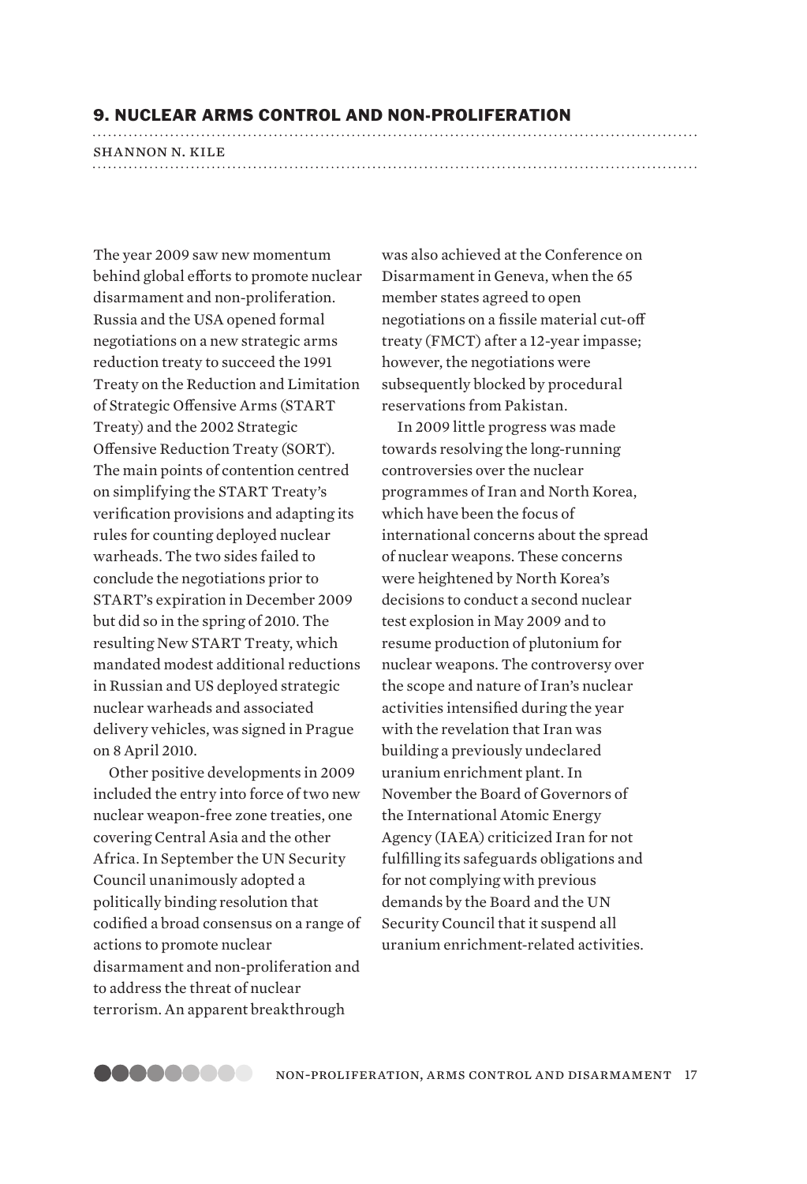## 9. NUCLEAR ARMS CONTROL AND NON-PROLIFERATION

SHANNON N. KILE

The year 2009 saw new momentum behind global efforts to promote nuclear disarmament and non-proliferation. Russia and the USA opened formal negotiations on a new strategic arms reduction treaty to succeed the 1991 Treaty on the Reduction and Limitation of Strategic Offensive Arms (START Treaty) and the 2002 Strategic Offensive Reduction Treaty (SORT). The main points of contention centred on simplifying the START Treaty's verification provisions and adapting its rules for counting deployed nuclear warheads. The two sides failed to conclude the negotiations prior to START's expiration in December 2009 but did so in the spring of 2010. The resulting New START Treaty, which mandated modest additional reductions in Russian and US deployed strategic nuclear warheads and associated delivery vehicles, was signed in Prague on 8 April 2010.

Other positive developments in 2009 included the entry into force of two new nuclear weapon-free zone treaties, one covering Central Asia and the other Africa. In September the UN Security Council unanimously adopted a politically binding resolution that codified a broad consensus on a range of actions to promote nuclear disarmament and non-proliferation and to address the threat of nuclear terrorism. An apparent breakthrough was also achieved at the Conference on Disarmament in Geneva, when the 65 member states agreed to open negotiations on a fissile material cut-off treaty (FMCT) after a 12-year impasse; however, the negotiations were subsequently blocked by procedural reservations from Pakistan.

In 2009 little progress was made towards resolving the long-running controversies over the nuclear programmes of Iran and North Korea, which have been the focus of international concerns about the spread of nuclear weapons. These concerns were heightened by North Korea's decisions to conduct a second nuclear test explosion in May 2009 and to resume production of plutonium for nuclear weapons. The controversy over the scope and nature of Iran's nuclear activities intensified during the year with the revelation that Iran was building a previously undeclared uranium enrichment plant. In November the Board of Governors of the International Atomic Energy Agency (IAEA) criticized Iran for not fulfilling its safeguards obligations and for not complying with previous demands by the Board and the UN Security Council that it suspend all uranium enrichment-related activities.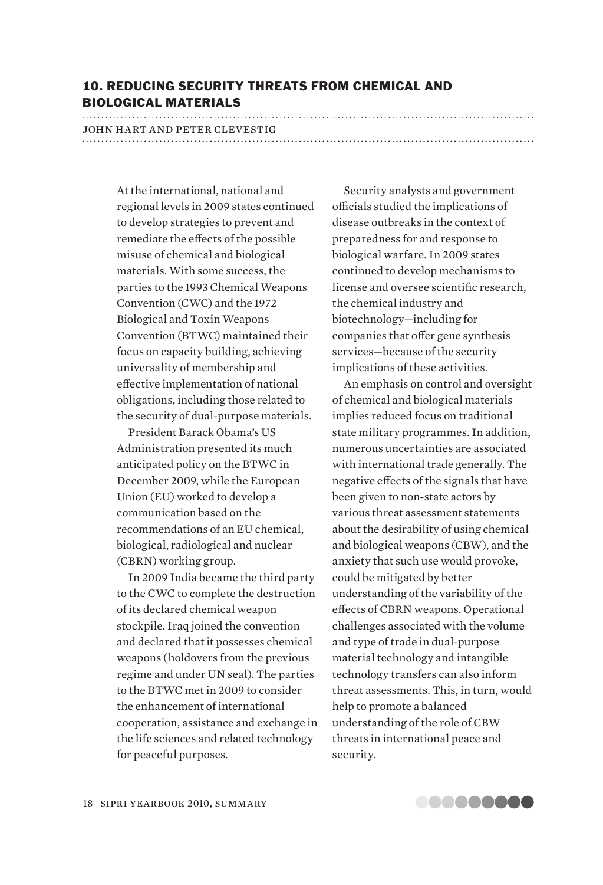## 10. REDUCING SECURITY THREATS FROM CHEMICAL AND BIOLOGICAL MATERIALS

JOHN HART AND PETER CLEVESTIG

At the international, national and regional levels in 2009 states continued to develop strategies to prevent and remediate the effects of the possible misuse of chemical and biological materials. With some success, the parties to the 1993 Chemical Weapons Convention (CWC) and the 1972 Biological and Toxin Weapons Convention (BTWC) maintained their focus on capacity building, achieving universality of membership and effective implementation of national obligations, including those related to the security of dual-purpose materials.

President Barack Obama's US Administration presented its much anticipated policy on the BTWC in December 2009, while the European Union (EU) worked to develop a communication based on the recommendations of an EU chemical, biological, radiological and nuclear (CBRN) working group.

In 2009 India became the third party to the CWC to complete the destruction of its declared chemical weapon stockpile. Iraq joined the convention and declared that it possesses chemical weapons (holdovers from the previous regime and under UN seal). The parties to the BTWC met in 2009 to consider the enhancement of international cooperation, assistance and exchange in the life sciences and related technology for peaceful purposes.

Security analysts and government officials studied the implications of disease outbreaks in the context of preparedness for and response to biological warfare. In 2009 states continued to develop mechanisms to license and oversee scientific research, the chemical industry and biotechnology—including for companies that offer gene synthesis services—because of the security implications of these activities.

An emphasis on control and oversight of chemical and biological materials implies reduced focus on traditional state military programmes. In addition, numerous uncertainties are associated with international trade generally. The negative effects of the signals that have been given to non-state actors by various threat assessment statements about the desirability of using chemical and biological weapons (CBW), and the anxiety that such use would provoke, could be mitigated by better understanding of the variability of the effects of CBRN weapons. Operational challenges associated with the volume and type of trade in dual-purpose material technology and intangible technology transfers can also inform threat assessments. This, in turn, would help to promote a balanced understanding of the role of CBW threats in international peace and security.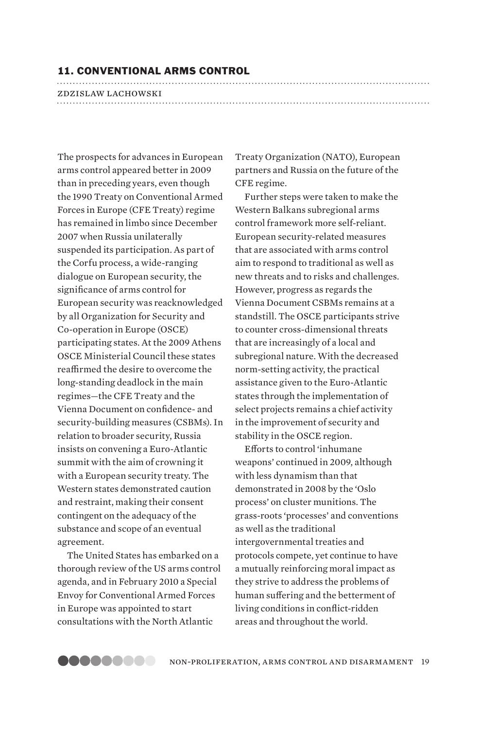## 11. CONVENTIONAL ARMS CONTROL

ZDZISLAW LACHOWSKI

The prospects for advances in European arms control appeared better in 2009 than in preceding years, even though the 1990 Treaty on Conventional Armed Forces in Europe (CFE Treaty) regime has remained in limbo since December 2007 when Russia unilaterally suspended its participation. As part of the Corfu process, a wide-ranging dialogue on European security, the significance of arms control for European security was reacknowledged by all Organization for Security and Co-operation in Europe (OSCE) participating states. At the 2009 Athens OSCE Ministerial Council these states reaffirmed the desire to overcome the long-standing deadlock in the main regimes—the CFE Treaty and the Vienna Document on confidence- and security-building measures (CSBMs). In relation to broader security, Russia insists on convening a Euro-Atlantic summit with the aim of crowning it with a European security treaty. The Western states demonstrated caution and restraint, making their consent contingent on the adequacy of the substance and scope of an eventual agreement.

The United States has embarked on a thorough review of the US arms control agenda, and in February 2010 a Special Envoy for Conventional Armed Forces in Europe was appointed to start consultations with the North Atlantic Treaty Organization (NATO), European partners and Russia on the future of the CFE regime.

Further steps were taken to make the Western Balkans subregional arms control framework more self-reliant. European security-related measures that are associated with arms control aim to respond to traditional as well as new threats and to risks and challenges. However, progress as regards the Vienna Document CSBMs remains at a standstill. The OSCE participants strive to counter cross-dimensional threats that are increasingly of a local and subregional nature. With the decreased norm-setting activity, the practical assistance given to the Euro-Atlantic states through the implementation of select projects remains a chief activity in the improvement of security and stability in the OSCE region.

Efforts to control 'inhumane weapons' continued in 2009, although with less dynamism than that demonstrated in 2008 by the 'Oslo process' on cluster munitions. The grass-roots 'processes' and conventions as well as the traditional intergovernmental treaties and protocols compete, yet continue to have a mutually reinforcing moral impact as they strive to address the problems of human suffering and the betterment of living conditions in conflict-ridden areas and throughout the world.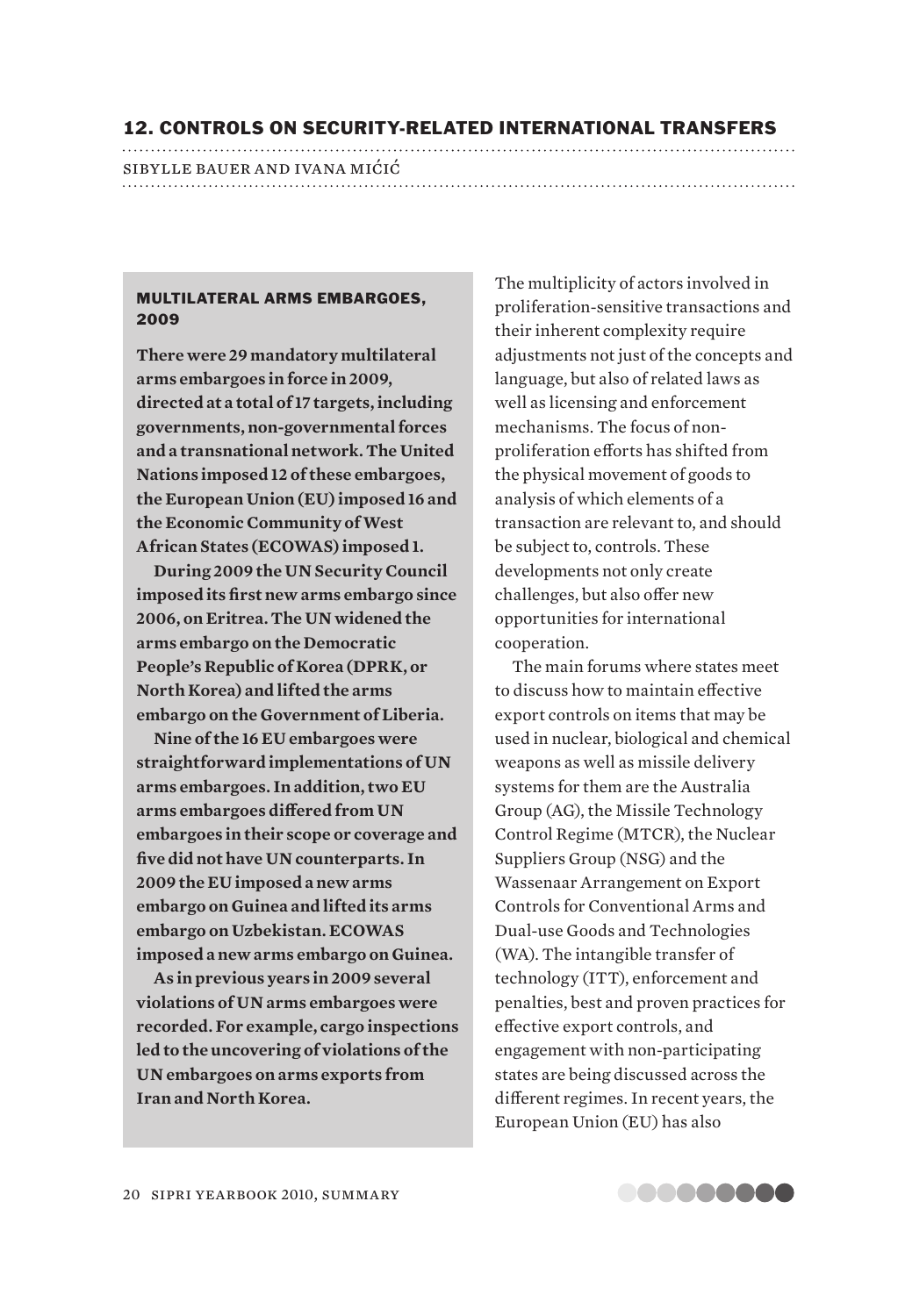# 12. CONTROLS ON SECURITY-RELATED INTERNATIONAL TRANSFERS

SIBYLLE BAUER AND IVANA MIĆIĆ

## MULTILATERAL ARMS EMBARGOES, 2009

**There were 29 mandatory multilateral arms embargoes in force in 2009, directed at a total of 17 targets, including governments, non-governmental forces and a transnational network. The United Nations imposed 12 of these embargoes, the European Union (EU) imposed 16 and the Economic Community of West African States (ECOWAS) imposed 1.**

**During 2009 the UN Security Council imposed its first new arms embargo since 2006, on Eritrea. The UN widened the arms embargo on the Democratic People's Republic of Korea (DPRK, or North Korea) and lifted the arms embargo on the Government of Liberia.**

**Nine of the 16 EU embargoes were straightforward implementations of UN arms embargoes. In addition, two EU arms embargoes differed from UN embargoes in their scope or coverage and five did not have UN counterparts. In 2009 the EU imposed a new arms embargo on Guinea and lifted its arms embargo on Uzbekistan. ECOWAS imposed a new arms embargo on Guinea.**

**As in previous years in 2009 several violations of UN arms embargoes were recorded. For example, cargo inspections led to the uncovering of violations of the UN embargoes on arms exports from Iran and North Korea.**

The multiplicity of actors involved in proliferation-sensitive transactions and their inherent complexity require adjustments not just of the concepts and language, but also of related laws as well as licensing and enforcement mechanisms. The focus of non-proliferation efforts has shifted from the physical movement of goods to analysis of which elements of a transaction are relevant to, and should be subject to, controls. These developments not only create challenges, but also offer new opportunities for international cooperation.

The main forums where states meet to discuss how to maintain effective export controls on items that may be used in nuclear, biological and chemical weapons as well as missile delivery systems for them are the Australia Group (AG), the Missile Technology Control Regime (MTCR), the Nuclear Suppliers Group (NSG) and the Wassenaar Arrangement on Export Controls for Conventional Arms and Dual-use Goods and Technologies (WA). The intangible transfer of technology (ITT), enforcement and penalties, best and proven practices for effective export controls, and engagement with non-participating states are being discussed across the different regimes. In recent years, the European Union (EU) has also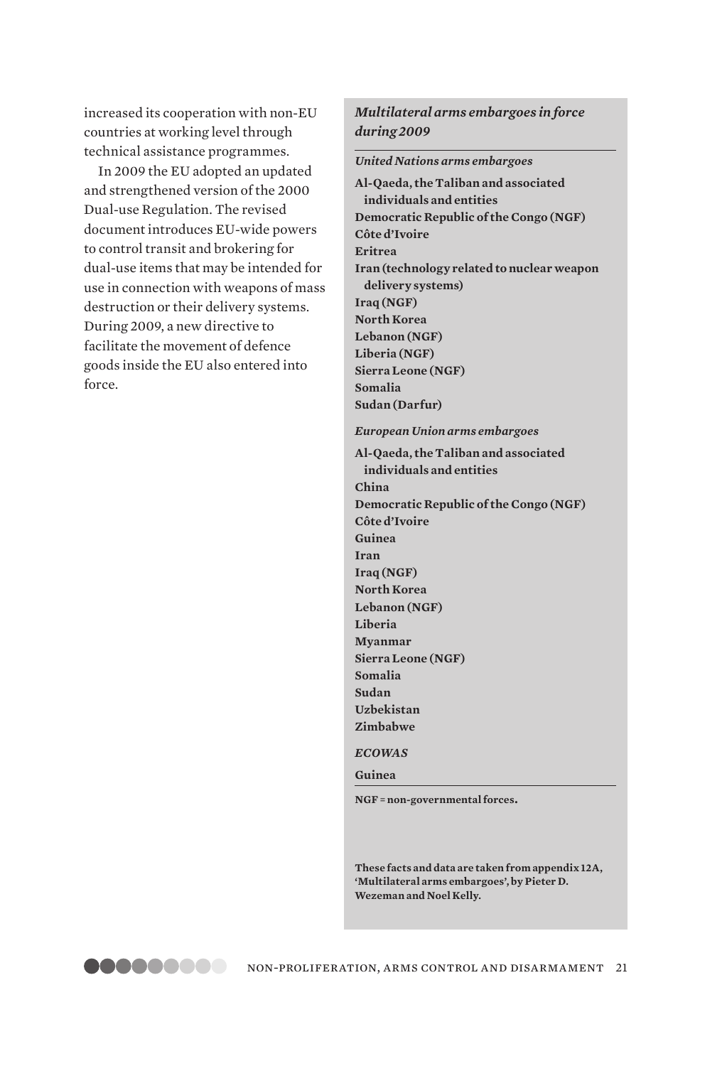increased its cooperation with non-EU countries at working level through technical assistance programmes.

In 2009 the EU adopted an updated and strengthened version of the 2000 Dual-use Regulation. The revised document introduces EU-wide powers to control transit and brokering for dual-use items that may be intended for use in connection with weapons of mass destruction or their delivery systems. During 2009, a new directive to facilitate the movement of defence goods inside the EU also entered into force.

### *Multilateral arms embargoes in force during 2009*

*United Nations arms embargoes*

**Al-Qaeda, the Taliban and associated individuals and entities**
**Democratic Republic of the Congo (NGF)**
**Côte d'Ivoire**
**Eritrea**
**Iran (technology related to nuclear weapon delivery systems)**
**Iraq (NGF)**
**North Korea**
**Lebanon (NGF)**
**Liberia (NGF)**
**Sierra Leone (NGF)**
**Somalia**
**Sudan (Darfur)**

*European Union arms embargoes*

**Al-Qaeda, the Taliban and associated individuals and entities**
**China**
**Democratic Republic of the Congo (NGF)**
**Côte d'Ivoire**
**Guinea**
**Iran**
**Iraq (NGF)**
**North Korea**
**Lebanon (NGF)**
**Liberia**
**Myanmar**
**Sierra Leone (NGF)**
**Somalia**
**Sudan**
**Uzbekistan**
**Zimbabwe**

*ECOWAS*

**Guinea**

**NGF = non-governmental forces.**

**These facts and data are taken from appendix 12A, 'Multilateral arms embargoes', by Pieter D. Wezeman and Noel Kelly.**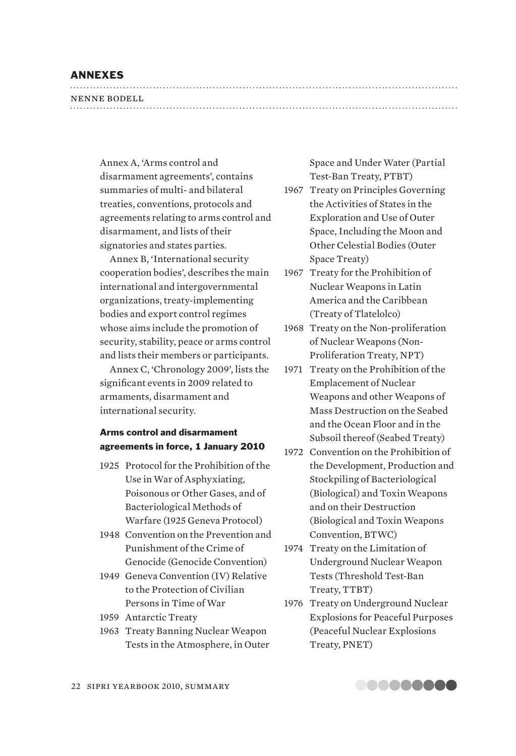## ANNEXES

NENNE BODELL

Annex A, 'Arms control and disarmament agreements', contains summaries of multi- and bilateral treaties, conventions, protocols and agreements relating to arms control and disarmament, and lists of their signatories and states parties.

Annex B, 'International security cooperation bodies', describes the main international and intergovernmental organizations, treaty-implementing bodies and export control regimes whose aims include the promotion of security, stability, peace or arms control and lists their members or participants.

Annex C, 'Chronology 2009', lists the significant events in 2009 related to armaments, disarmament and international security.

### Arms control and disarmament agreements in force, 1 January 2010

- 1925 Protocol for the Prohibition of the Use in War of Asphyxiating, Poisonous or Other Gases, and of Bacteriological Methods of Warfare (1925 Geneva Protocol)
- 1948 Convention on the Prevention and Punishment of the Crime of Genocide (Genocide Convention)
- 1949 Geneva Convention (IV) Relative to the Protection of Civilian Persons in Time of War
- 1959 Antarctic Treaty
- 1963 Treaty Banning Nuclear Weapon Tests in the Atmosphere, in Outer Space and Under Water (Partial Test-Ban Treaty, PTBT)
- 1967 Treaty on Principles Governing the Activities of States in the Exploration and Use of Outer Space, Including the Moon and Other Celestial Bodies (Outer Space Treaty)
- 1967 Treaty for the Prohibition of Nuclear Weapons in Latin America and the Caribbean (Treaty of Tlatelolco)
- 1968 Treaty on the Non-proliferation of Nuclear Weapons (Non-Proliferation Treaty, NPT)
- 1971 Treaty on the Prohibition of the Emplacement of Nuclear Weapons and other Weapons of Mass Destruction on the Seabed and the Ocean Floor and in the Subsoil thereof (Seabed Treaty)
- 1972 Convention on the Prohibition of the Development, Production and Stockpiling of Bacteriological (Biological) and Toxin Weapons and on their Destruction (Biological and Toxin Weapons Convention, BTWC)
- 1974 Treaty on the Limitation of Underground Nuclear Weapon Tests (Threshold Test-Ban Treaty, TTBT)
- 1976 Treaty on Underground Nuclear Explosions for Peaceful Purposes (Peaceful Nuclear Explosions Treaty, PNET)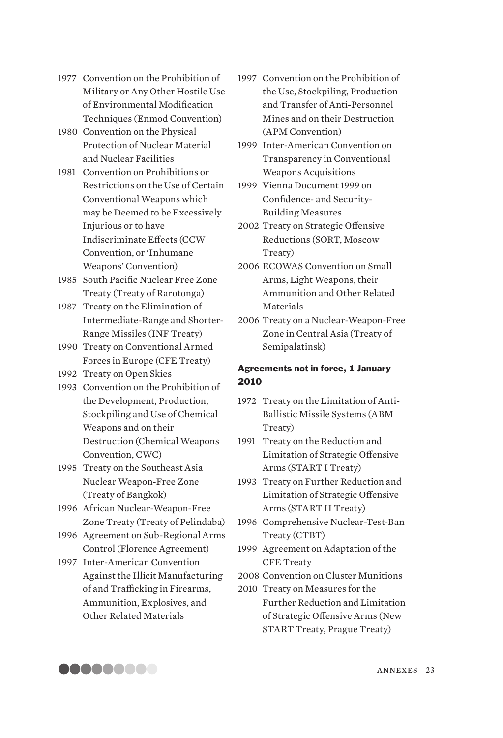1977 Convention on the Prohibition of Military or Any Other Hostile Use of Environmental Modification Techniques (Enmod Convention)

1980 Convention on the Physical Protection of Nuclear Material and Nuclear Facilities

1981 Convention on Prohibitions or Restrictions on the Use of Certain Conventional Weapons which may be Deemed to be Excessively Injurious or to have Indiscriminate Effects (CCW Convention, or 'Inhumane Weapons' Convention)

1985 South Pacific Nuclear Free Zone Treaty (Treaty of Rarotonga)

1987 Treaty on the Elimination of Intermediate-Range and Shorter-Range Missiles (INF Treaty)

1990 Treaty on Conventional Armed Forces in Europe (CFE Treaty)

1992 Treaty on Open Skies

1993 Convention on the Prohibition of the Development, Production, Stockpiling and Use of Chemical Weapons and on their Destruction (Chemical Weapons Convention, CWC)

1995 Treaty on the Southeast Asia Nuclear Weapon-Free Zone (Treaty of Bangkok)

1996 African Nuclear-Weapon-Free Zone Treaty (Treaty of Pelindaba)

1996 Agreement on Sub-Regional Arms Control (Florence Agreement)

1997 Inter-American Convention Against the Illicit Manufacturing of and Trafficking in Firearms, Ammunition, Explosives, and Other Related Materials

1997 Convention on the Prohibition of the Use, Stockpiling, Production and Transfer of Anti-Personnel Mines and on their Destruction (APM Convention)

1999 Inter-American Convention on Transparency in Conventional Weapons Acquisitions

1999 Vienna Document 1999 on Confidence- and Security-Building Measures

2002 Treaty on Strategic Offensive Reductions (SORT, Moscow Treaty)

2006 ECOWAS Convention on Small Arms, Light Weapons, their Ammunition and Other Related Materials

2006 Treaty on a Nuclear-Weapon-Free Zone in Central Asia (Treaty of Semipalatinsk)

### Agreements not in force, 1 January 2010

1972 Treaty on the Limitation of Anti-Ballistic Missile Systems (ABM Treaty)

1991 Treaty on the Reduction and Limitation of Strategic Offensive Arms (START I Treaty)

1993 Treaty on Further Reduction and Limitation of Strategic Offensive Arms (START II Treaty)

1996 Comprehensive Nuclear-Test-Ban Treaty (CTBT)

1999 Agreement on Adaptation of the CFE Treaty

2008 Convention on Cluster Munitions

2010 Treaty on Measures for the Further Reduction and Limitation of Strategic Offensive Arms (New START Treaty, Prague Treaty)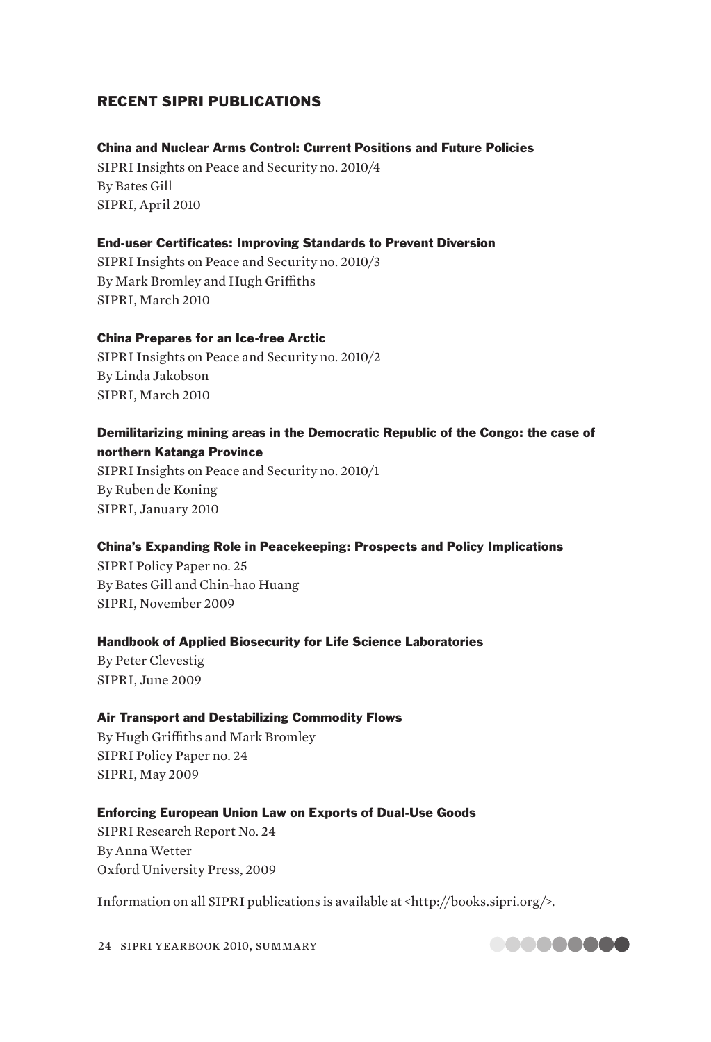## RECENT SIPRI PUBLICATIONS

**China and Nuclear Arms Control: Current Positions and Future Policies**
SIPRI Insights on Peace and Security no. 2010/4
By Bates Gill
SIPRI, April 2010

**End-user Certificates: Improving Standards to Prevent Diversion**
SIPRI Insights on Peace and Security no. 2010/3
By Mark Bromley and Hugh Griffiths
SIPRI, March 2010

**China Prepares for an Ice-free Arctic**
SIPRI Insights on Peace and Security no. 2010/2
By Linda Jakobson
SIPRI, March 2010

**Demilitarizing mining areas in the Democratic Republic of the Congo: the case of northern Katanga Province**
SIPRI Insights on Peace and Security no. 2010/1
By Ruben de Koning
SIPRI, January 2010

**China's Expanding Role in Peacekeeping: Prospects and Policy Implications**
SIPRI Policy Paper no. 25
By Bates Gill and Chin-hao Huang
SIPRI, November 2009

**Handbook of Applied Biosecurity for Life Science Laboratories**
By Peter Clevestig
SIPRI, June 2009

**Air Transport and Destabilizing Commodity Flows**
By Hugh Griffiths and Mark Bromley
SIPRI Policy Paper no. 24
SIPRI, May 2009

**Enforcing European Union Law on Exports of Dual-Use Goods**
SIPRI Research Report No. 24
By Anna Wetter
Oxford University Press, 2009

Information on all SIPRI publications is available at <http://books.sipri.org/>.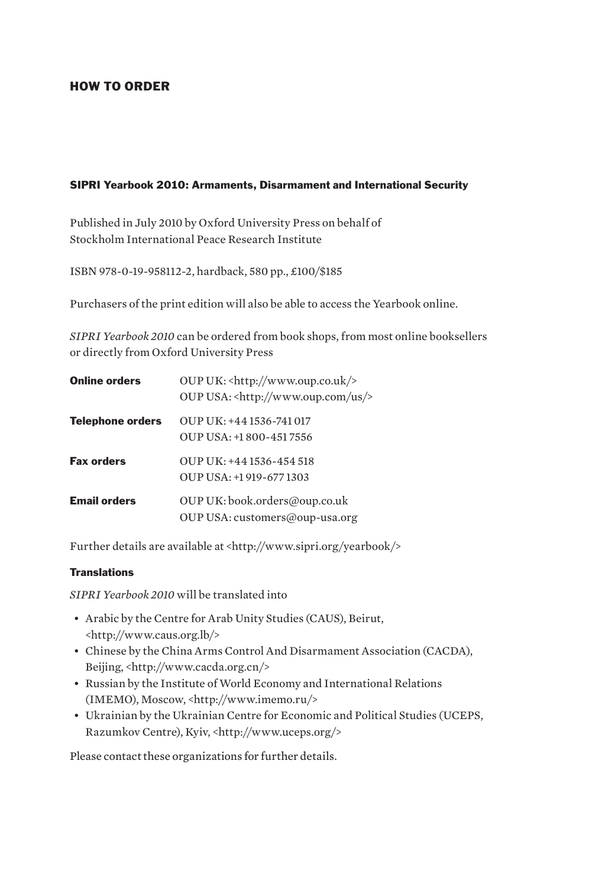# HOW TO ORDER

## SIPRI Yearbook 2010: Armaments, Disarmament and International Security

Published in July 2010 by Oxford University Press on behalf of Stockholm International Peace Research Institute

ISBN 978-0-19-958112-2, hardback, 580 pp., £100/$185

Purchasers of the print edition will also be able to access the Yearbook online.

*SIPRI Yearbook 2010* can be ordered from book shops, from most online booksellers or directly from Oxford University Press

| | |
|---|---|
| **Online orders** | OUP UK: <http://www.oup.co.uk/><br>OUP USA: <http://www.oup.com/us/> |
| **Telephone orders** | OUP UK: +44 1536-741 017<br>OUP USA: +1 800-451 7556 |
| **Fax orders** | OUP UK: +44 1536-454 518<br>OUP USA: +1 919-677 1303 |
| **Email orders** | OUP UK: book.orders@oup.co.uk<br>OUP USA: customers@oup-usa.org |

Further details are available at <http://www.sipri.org/yearbook/>

### Translations

*SIPRI Yearbook 2010* will be translated into

- Arabic by the Centre for Arab Unity Studies (CAUS), Beirut, <http://www.caus.org.lb/>
- Chinese by the China Arms Control And Disarmament Association (CACDA), Beijing, <http://www.cacda.org.cn/>
- Russian by the Institute of World Economy and International Relations (IMEMO), Moscow, <http://www.imemo.ru/>
- Ukrainian by the Ukrainian Centre for Economic and Political Studies (UCEPS, Razumkov Centre), Kyiv, <http://www.uceps.org/>

Please contact these organizations for further details.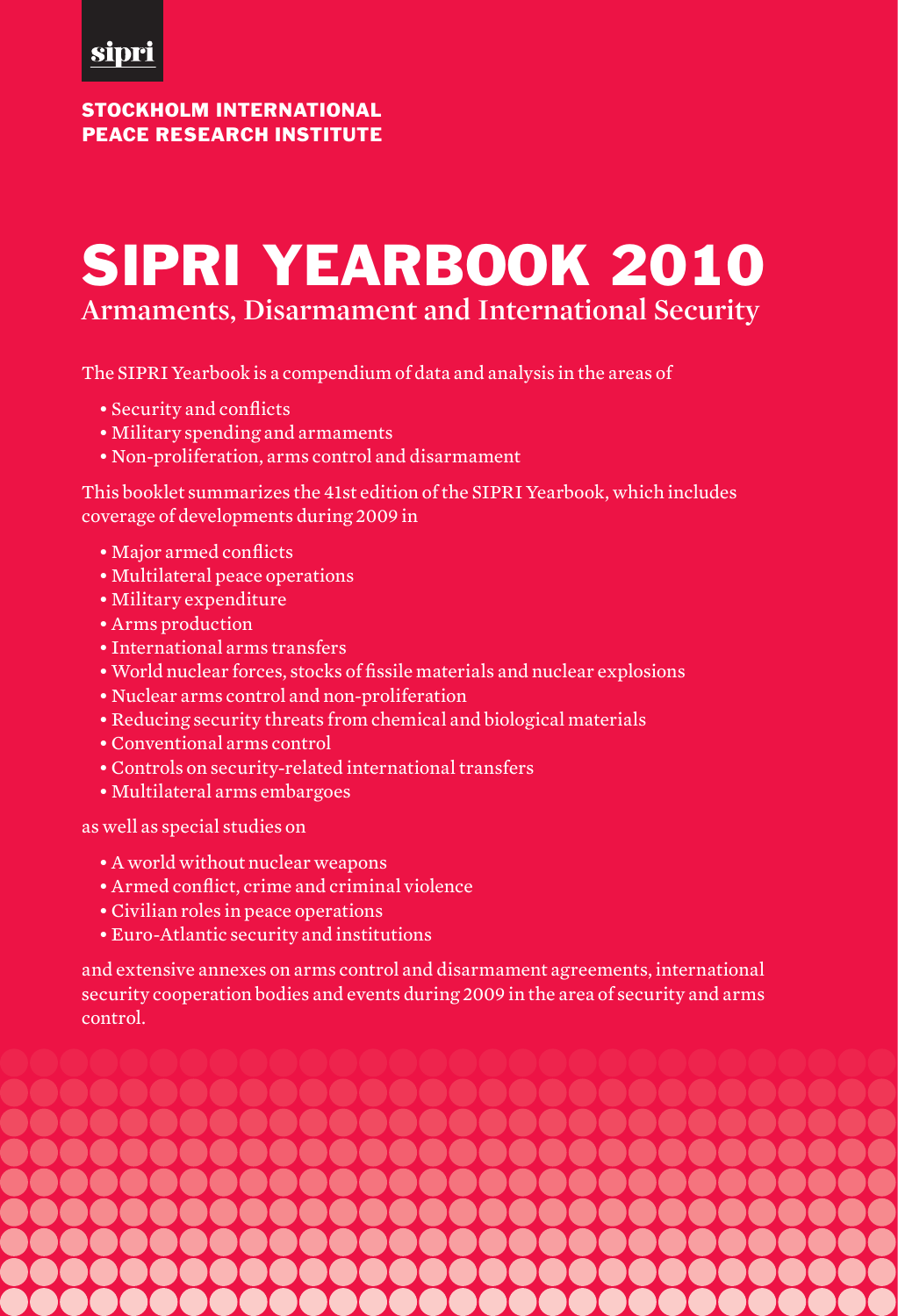sipri

STOCKHOLM INTERNATIONAL PEACE RESEARCH INSTITUTE

# SIPRI YEARBOOK 2010

## Armaments, Disarmament and International Security

The SIPRI Yearbook is a compendium of data and analysis in the areas of

- Security and conflicts
- Military spending and armaments
- Non-proliferation, arms control and disarmament

This booklet summarizes the 41st edition of the SIPRI Yearbook, which includes coverage of developments during 2009 in

- Major armed conflicts
- Multilateral peace operations
- Military expenditure
- Arms production
- International arms transfers
- World nuclear forces, stocks of fissile materials and nuclear explosions
- Nuclear arms control and non-proliferation
- Reducing security threats from chemical and biological materials
- Conventional arms control
- Controls on security-related international transfers
- Multilateral arms embargoes

as well as special studies on

- A world without nuclear weapons
- Armed conflict, crime and criminal violence
- Civilian roles in peace operations
- Euro-Atlantic security and institutions

and extensive annexes on arms control and disarmament agreements, international security cooperation bodies and events during 2009 in the area of security and arms control.